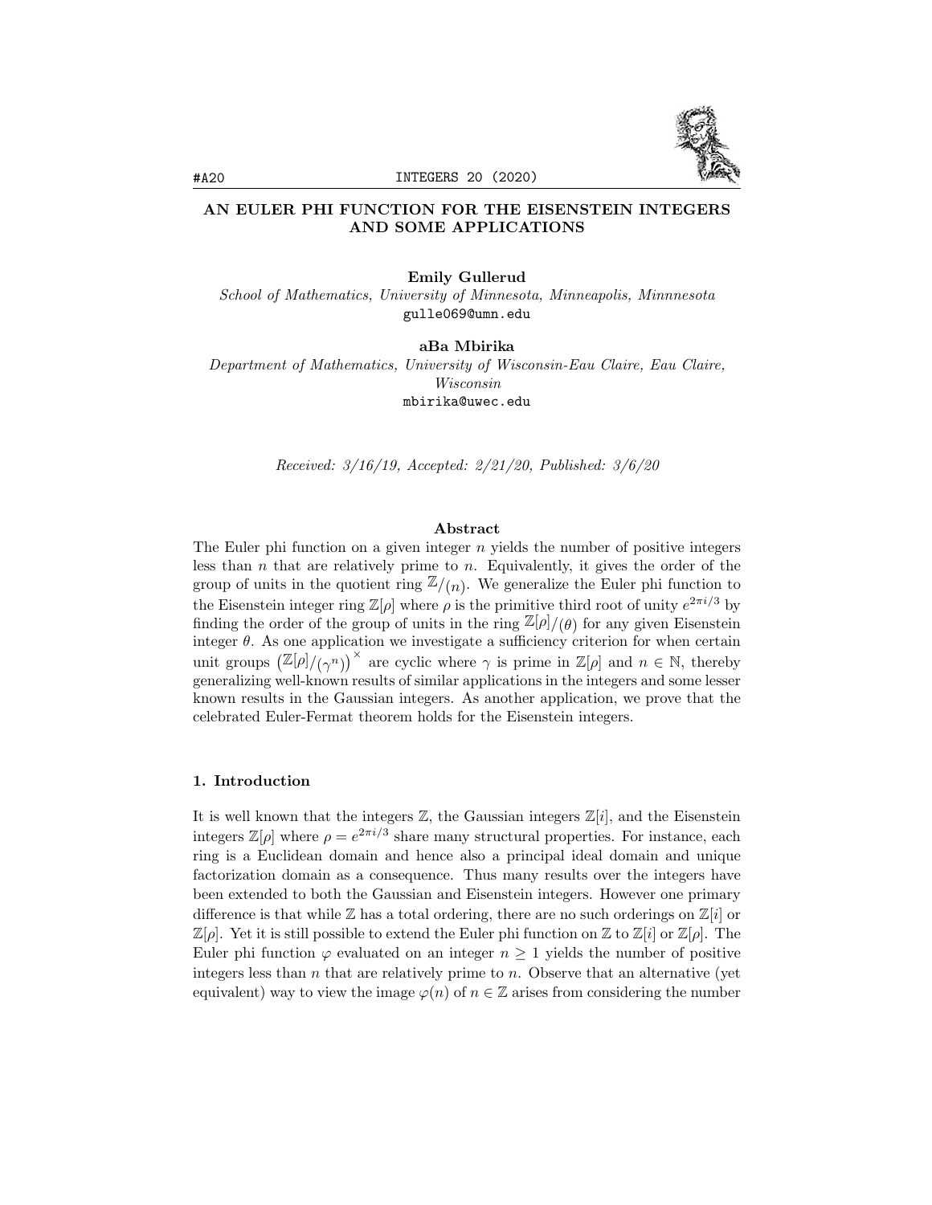# AN EULER PHI FUNCTION FOR THE EISENSTEIN INTEGERS AND SOME APPLICATIONS

**Emily Gullerud**
*School of Mathematics, University of Minnesota, Minneapolis, Minnnesota*
gulle069@umn.edu

**aBa Mbirika**
*Department of Mathematics, University of Wisconsin-Eau Claire, Eau Claire, Wisconsin*
mbirika@uwec.edu

*Received: 3/16/19, Accepted: 2/21/20, Published: 3/6/20*

## Abstract

The Euler phi function on a given integer $n$ yields the number of positive integers less than $n$ that are relatively prime to $n$. Equivalently, it gives the order of the group of units in the quotient ring $\mathbb{Z}/(n)$. We generalize the Euler phi function to the Eisenstein integer ring $\mathbb{Z}[\rho]$ where $\rho$ is the primitive third root of unity $e^{2\pi i/3}$ by finding the order of the group of units in the ring $\mathbb{Z}[\rho]/(\theta)$ for any given Eisenstein integer $\theta$. As one application we investigate a sufficiency criterion for when certain unit groups $\left(\mathbb{Z}[\rho]/(\gamma^n)\right)^\times$ are cyclic where $\gamma$ is prime in $\mathbb{Z}[\rho]$ and $n \in \mathbb{N}$, thereby generalizing well-known results of similar applications in the integers and some lesser known results in the Gaussian integers. As another application, we prove that the celebrated Euler-Fermat theorem holds for the Eisenstein integers.

## 1. Introduction

It is well known that the integers $\mathbb{Z}$, the Gaussian integers $\mathbb{Z}[i]$, and the Eisenstein integers $\mathbb{Z}[\rho]$ where $\rho = e^{2\pi i/3}$ share many structural properties. For instance, each ring is a Euclidean domain and hence also a principal ideal domain and unique factorization domain as a consequence. Thus many results over the integers have been extended to both the Gaussian and Eisenstein integers. However one primary difference is that while $\mathbb{Z}$ has a total ordering, there are no such orderings on $\mathbb{Z}[i]$ or $\mathbb{Z}[\rho]$. Yet it is still possible to extend the Euler phi function on $\mathbb{Z}$ to $\mathbb{Z}[i]$ or $\mathbb{Z}[\rho]$. The Euler phi function $\varphi$ evaluated on an integer $n \geq 1$ yields the number of positive integers less than $n$ that are relatively prime to $n$. Observe that an alternative (yet equivalent) way to view the image $\varphi(n)$ of $n \in \mathbb{Z}$ arises from considering the number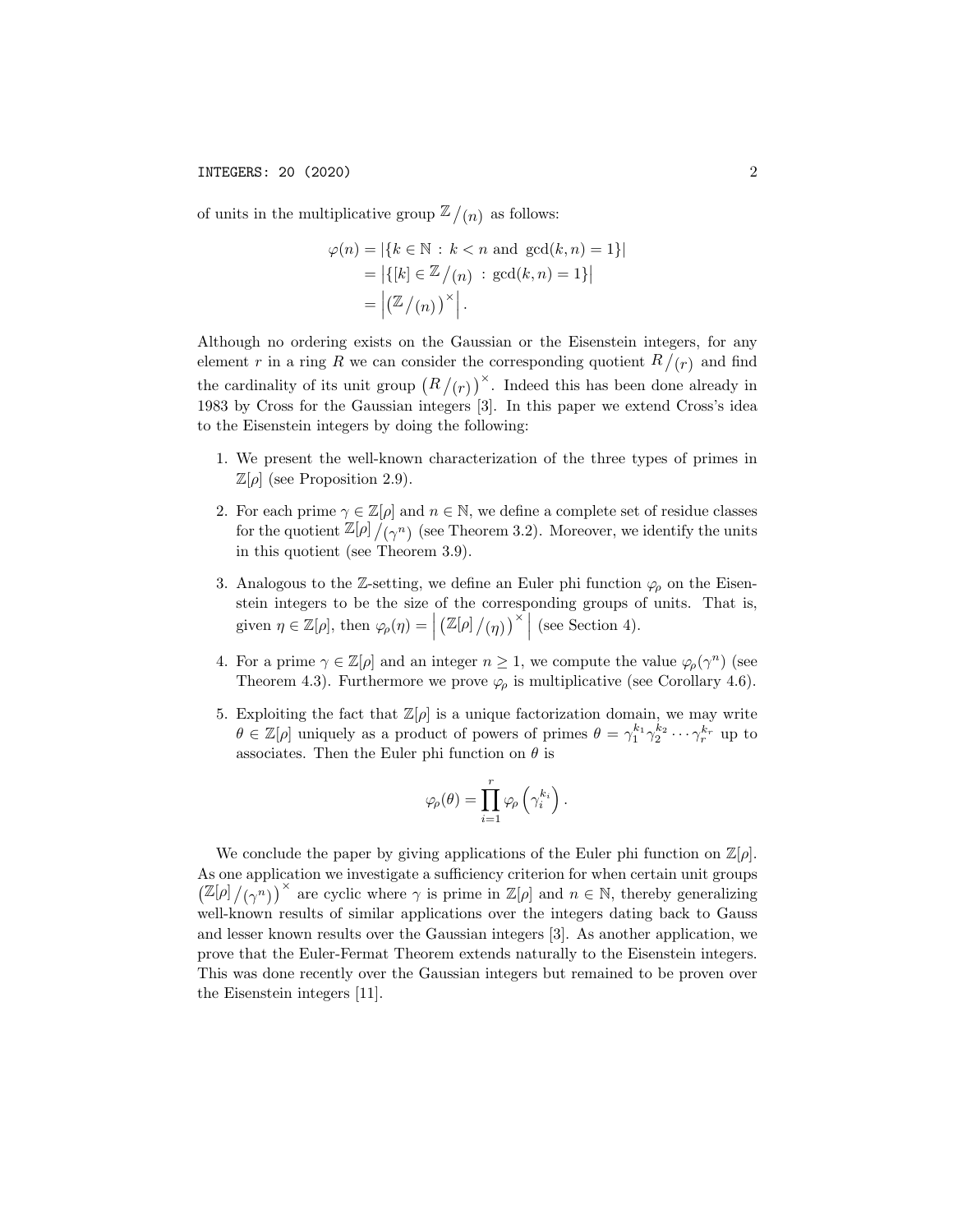of units in the multiplicative group $\mathbb{Z}/(n)$ as follows:

$$
\begin{aligned}
\varphi(n) &= |\{k \in \mathbb{N} \,:\, k < n \text{ and } \gcd(k,n) = 1\}| \\
&= \left|\{[k] \in \mathbb{Z}/(n) \,:\, \gcd(k,n) = 1\}\right| \\
&= \left|\left(\mathbb{Z}/(n)\right)^{\times}\right|.
\end{aligned}
$$

Although no ordering exists on the Gaussian or the Eisenstein integers, for any element $r$ in a ring $R$ we can consider the corresponding quotient $R/(r)$ and find the cardinality of its unit group $\left(R/(r)\right)^{\times}$. Indeed this has been done already in 1983 by Cross for the Gaussian integers [3]. In this paper we extend Cross's idea to the Eisenstein integers by doing the following:

1. We present the well-known characterization of the three types of primes in $\mathbb{Z}[\rho]$ (see Proposition 2.9).
2. For each prime $\gamma \in \mathbb{Z}[\rho]$ and $n \in \mathbb{N}$, we define a complete set of residue classes for the quotient $\mathbb{Z}[\rho]/(\gamma^n)$ (see Theorem 3.2). Moreover, we identify the units in this quotient (see Theorem 3.9).
3. Analogous to the $\mathbb{Z}$-setting, we define an Euler phi function $\varphi_\rho$ on the Eisenstein integers to be the size of the corresponding groups of units. That is, given $\eta \in \mathbb{Z}[\rho]$, then $\varphi_\rho(\eta) = \left|\left(\mathbb{Z}[\rho]/(\eta)\right)^{\times}\right|$ (see Section 4).
4. For a prime $\gamma \in \mathbb{Z}[\rho]$ and an integer $n \geq 1$, we compute the value $\varphi_\rho(\gamma^n)$ (see Theorem 4.3). Furthermore we prove $\varphi_\rho$ is multiplicative (see Corollary 4.6).
5. Exploiting the fact that $\mathbb{Z}[\rho]$ is a unique factorization domain, we may write $\theta \in \mathbb{Z}[\rho]$ uniquely as a product of powers of primes $\theta = \gamma_1^{k_1}\gamma_2^{k_2}\cdots\gamma_r^{k_r}$ up to associates. Then the Euler phi function on $\theta$ is

$$
\varphi_\rho(\theta) = \prod_{i=1}^{r} \varphi_\rho\left(\gamma_i^{k_i}\right).
$$

We conclude the paper by giving applications of the Euler phi function on $\mathbb{Z}[\rho]$. As one application we investigate a sufficiency criterion for when certain unit groups $\left(\mathbb{Z}[\rho]/(\gamma^n)\right)^{\times}$ are cyclic where $\gamma$ is prime in $\mathbb{Z}[\rho]$ and $n \in \mathbb{N}$, thereby generalizing well-known results of similar applications over the integers dating back to Gauss and lesser known results over the Gaussian integers [3]. As another application, we prove that the Euler-Fermat Theorem extends naturally to the Eisenstein integers. This was done recently over the Gaussian integers but remained to be proven over the Eisenstein integers [11].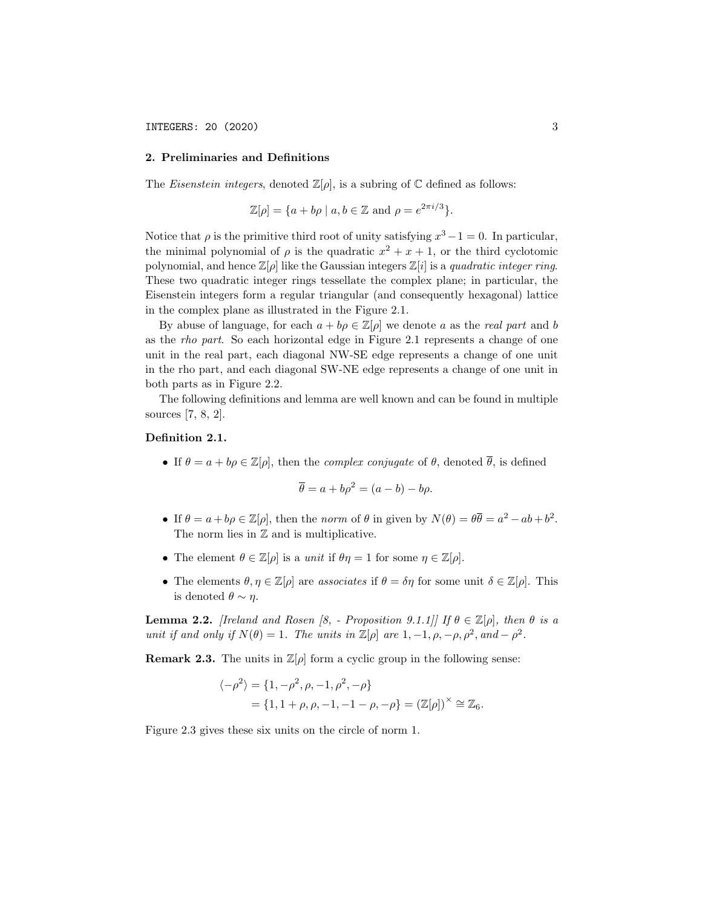## 2. Preliminaries and Definitions

The *Eisenstein integers*, denoted $\mathbb{Z}[\rho]$, is a subring of $\mathbb{C}$ defined as follows:

$$\mathbb{Z}[\rho] = \{a + b\rho \mid a, b \in \mathbb{Z} \text{ and } \rho = e^{2\pi i/3}\}.$$

Notice that $\rho$ is the primitive third root of unity satisfying $x^3 - 1 = 0$. In particular, the minimal polynomial of $\rho$ is the quadratic $x^2 + x + 1$, or the third cyclotomic polynomial, and hence $\mathbb{Z}[\rho]$ like the Gaussian integers $\mathbb{Z}[i]$ is a *quadratic integer ring*. These two quadratic integer rings tessellate the complex plane; in particular, the Eisenstein integers form a regular triangular (and consequently hexagonal) lattice in the complex plane as illustrated in the Figure 2.1.

By abuse of language, for each $a + b\rho \in \mathbb{Z}[\rho]$ we denote $a$ as the *real part* and $b$ as the *rho part*. So each horizontal edge in Figure 2.1 represents a change of one unit in the real part, each diagonal NW-SE edge represents a change of one unit in the rho part, and each diagonal SW-NE edge represents a change of one unit in both parts as in Figure 2.2.

The following definitions and lemma are well known and can be found in multiple sources [7, 8, 2].

**Definition 2.1.**

- If $\theta = a + b\rho \in \mathbb{Z}[\rho]$, then the *complex conjugate* of $\theta$, denoted $\overline{\theta}$, is defined

$$\overline{\theta} = a + b\rho^2 = (a - b) - b\rho.$$

- If $\theta = a + b\rho \in \mathbb{Z}[\rho]$, then the *norm* of $\theta$ in given by $N(\theta) = \theta\overline{\theta} = a^2 - ab + b^2$. The norm lies in $\mathbb{Z}$ and is multiplicative.

- The element $\theta \in \mathbb{Z}[\rho]$ is a *unit* if $\theta\eta = 1$ for some $\eta \in \mathbb{Z}[\rho]$.

- The elements $\theta, \eta \in \mathbb{Z}[\rho]$ are *associates* if $\theta = \delta\eta$ for some unit $\delta \in \mathbb{Z}[\rho]$. This is denoted $\theta \sim \eta$.

**Lemma 2.2.** *[Ireland and Rosen [8, - Proposition 9.1.1]] If $\theta \in \mathbb{Z}[\rho]$, then $\theta$ is a unit if and only if $N(\theta) = 1$. The units in $\mathbb{Z}[\rho]$ are $1, -1, \rho, -\rho, \rho^2$, and $-\rho^2$.*

**Remark 2.3.** The units in $\mathbb{Z}[\rho]$ form a cyclic group in the following sense:

$$\begin{aligned}\langle -\rho^2 \rangle &= \{1, -\rho^2, \rho, -1, \rho^2, -\rho\} \\ &= \{1, 1 + \rho, \rho, -1, -1 - \rho, -\rho\} = (\mathbb{Z}[\rho])^\times \cong \mathbb{Z}_6.\end{aligned}$$

Figure 2.3 gives these six units on the circle of norm 1.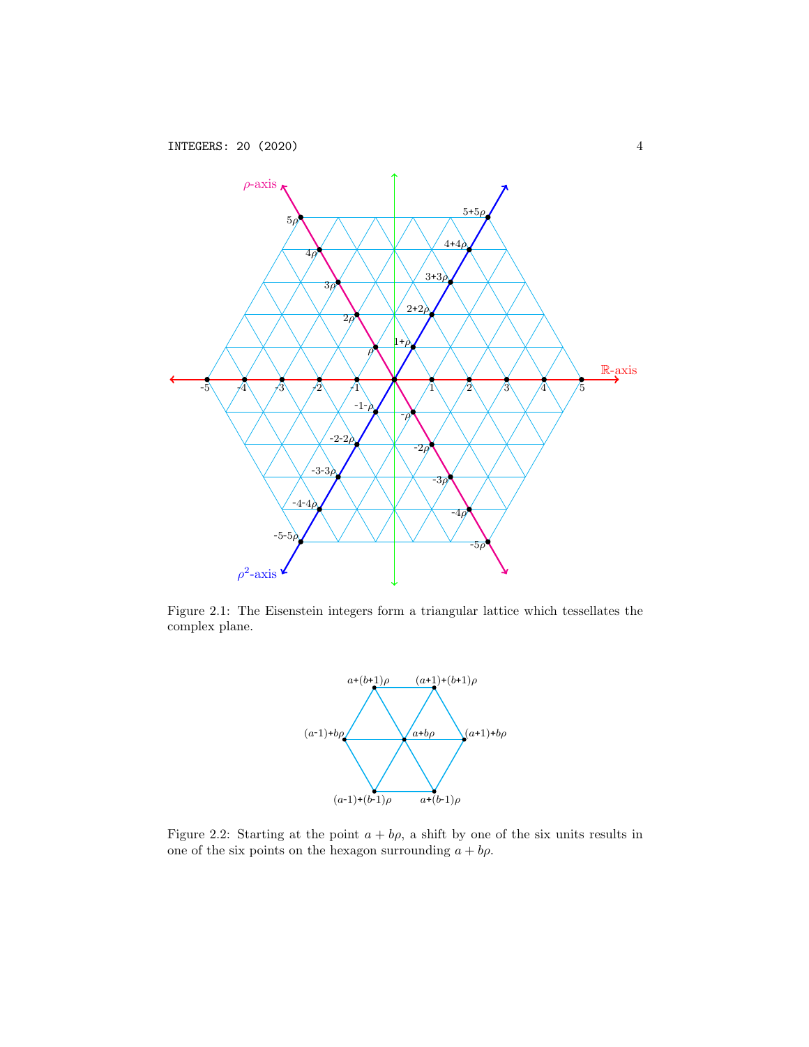Figure 2.1: The Eisenstein integers form a triangular lattice which tessellates the complex plane.

Figure 2.2: Starting at the point $a + b\rho$, a shift by one of the six units results in one of the six points on the hexagon surrounding $a + b\rho$.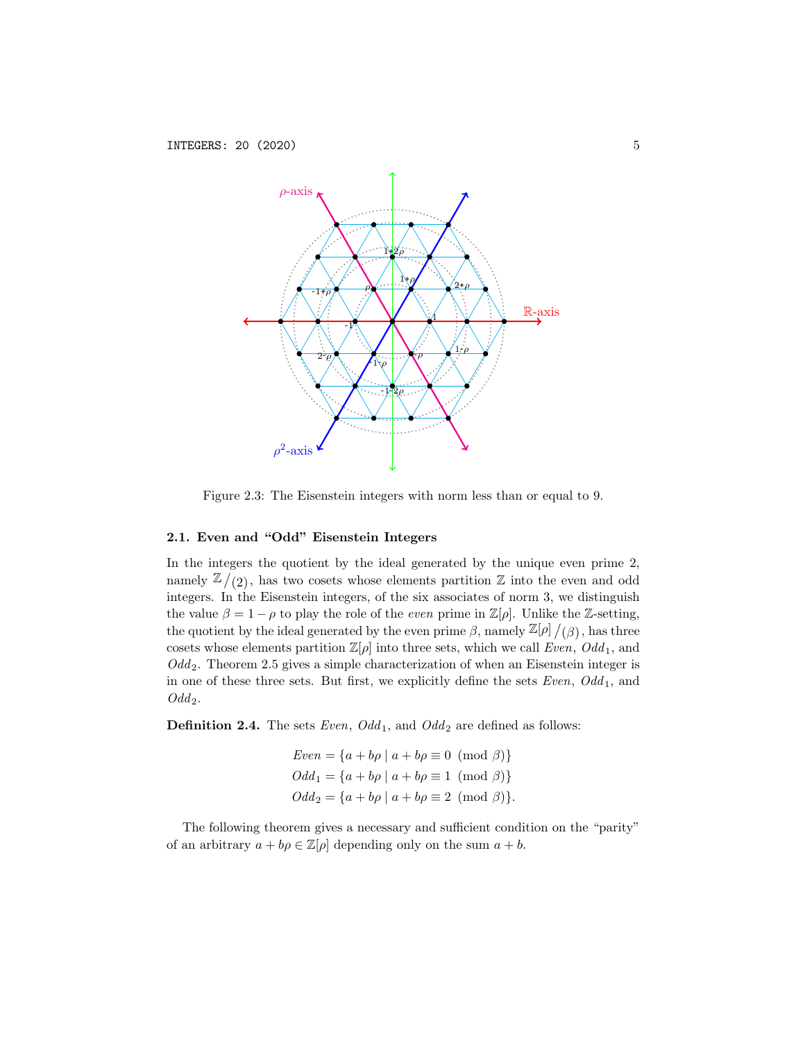Figure 2.3: The Eisenstein integers with norm less than or equal to 9.

### 2.1. Even and "Odd" Eisenstein Integers

In the integers the quotient by the ideal generated by the unique even prime 2, namely $\mathbb{Z}/(2)$, has two cosets whose elements partition $\mathbb{Z}$ into the even and odd integers. In the Eisenstein integers, of the six associates of norm 3, we distinguish the value $\beta = 1 - \rho$ to play the role of the *even* prime in $\mathbb{Z}[\rho]$. Unlike the $\mathbb{Z}$-setting, the quotient by the ideal generated by the even prime $\beta$, namely $\mathbb{Z}[\rho]/(\beta)$, has three cosets whose elements partition $\mathbb{Z}[\rho]$ into three sets, which we call *Even*, $Odd_1$, and $Odd_2$. Theorem 2.5 gives a simple characterization of when an Eisenstein integer is in one of these three sets. But first, we explicitly define the sets *Even*, $Odd_1$, and $Odd_2$.

**Definition 2.4.** The sets *Even*, $Odd_1$, and $Odd_2$ are defined as follows:

$$
\begin{aligned}
Even &= \{a + b\rho \mid a + b\rho \equiv 0 \pmod{\beta}\} \\
Odd_1 &= \{a + b\rho \mid a + b\rho \equiv 1 \pmod{\beta}\} \\
Odd_2 &= \{a + b\rho \mid a + b\rho \equiv 2 \pmod{\beta}\}.
\end{aligned}
$$

The following theorem gives a necessary and sufficient condition on the "parity" of an arbitrary $a + b\rho \in \mathbb{Z}[\rho]$ depending only on the sum $a + b$.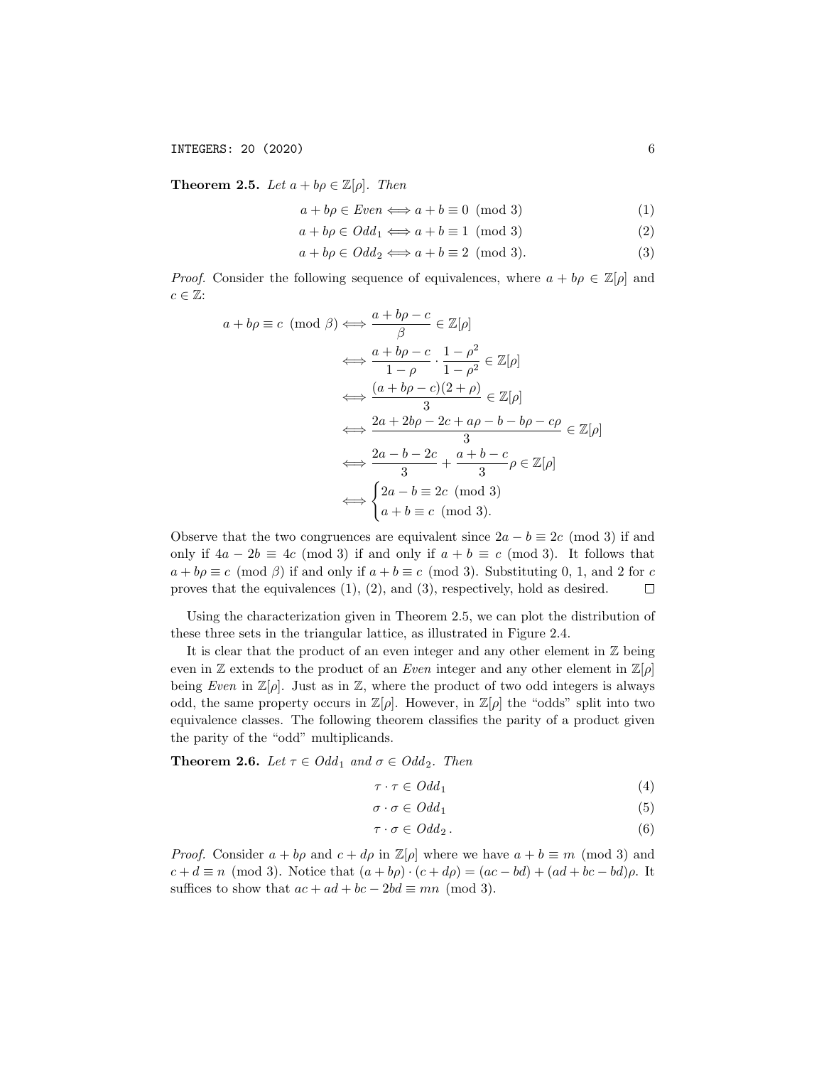**Theorem 2.5.** *Let $a + b\rho \in \mathbb{Z}[\rho]$. Then*

$$a + b\rho \in \mathit{Even} \iff a + b \equiv 0 \pmod 3 \tag{1}$$

$$a + b\rho \in \mathit{Odd}_1 \iff a + b \equiv 1 \pmod 3 \tag{2}$$

$$a + b\rho \in \mathit{Odd}_2 \iff a + b \equiv 2 \pmod 3. \tag{3}$$

*Proof.* Consider the following sequence of equivalences, where $a + b\rho \in \mathbb{Z}[\rho]$ and $c \in \mathbb{Z}$:

$$\begin{aligned}
a + b\rho \equiv c \pmod \beta &\iff \frac{a + b\rho - c}{\beta} \in \mathbb{Z}[\rho] \\
&\iff \frac{a + b\rho - c}{1 - \rho} \cdot \frac{1 - \rho^2}{1 - \rho^2} \in \mathbb{Z}[\rho] \\
&\iff \frac{(a + b\rho - c)(2 + \rho)}{3} \in \mathbb{Z}[\rho] \\
&\iff \frac{2a + 2b\rho - 2c + a\rho - b - b\rho - c\rho}{3} \in \mathbb{Z}[\rho] \\
&\iff \frac{2a - b - 2c}{3} + \frac{a + b - c}{3}\rho \in \mathbb{Z}[\rho] \\
&\iff \begin{cases} 2a - b \equiv 2c \pmod 3 \\ a + b \equiv c \pmod 3. \end{cases}
\end{aligned}$$

Observe that the two congruences are equivalent since $2a - b \equiv 2c \pmod 3$ if and only if $4a - 2b \equiv 4c \pmod 3$ if and only if $a + b \equiv c \pmod 3$. It follows that $a + b\rho \equiv c \pmod \beta$ if and only if $a + b \equiv c \pmod 3$. Substituting 0, 1, and 2 for $c$ proves that the equivalences (1), (2), and (3), respectively, hold as desired. $\square$

Using the characterization given in Theorem 2.5, we can plot the distribution of these three sets in the triangular lattice, as illustrated in Figure 2.4.

It is clear that the product of an even integer and any other element in $\mathbb{Z}$ being even in $\mathbb{Z}$ extends to the product of an *Even* integer and any other element in $\mathbb{Z}[\rho]$ being *Even* in $\mathbb{Z}[\rho]$. Just as in $\mathbb{Z}$, where the product of two odd integers is always odd, the same property occurs in $\mathbb{Z}[\rho]$. However, in $\mathbb{Z}[\rho]$ the "odds" split into two equivalence classes. The following theorem classifies the parity of a product given the parity of the "odd" multiplicands.

**Theorem 2.6.** *Let $\tau \in \mathit{Odd}_1$ and $\sigma \in \mathit{Odd}_2$. Then*

$$\tau \cdot \tau \in \mathit{Odd}_1 \tag{4}$$

$$\sigma \cdot \sigma \in \mathit{Odd}_1 \tag{5}$$

$$\tau \cdot \sigma \in \mathit{Odd}_2\,. \tag{6}$$

*Proof.* Consider $a + b\rho$ and $c + d\rho$ in $\mathbb{Z}[\rho]$ where we have $a + b \equiv m \pmod 3$ and $c + d \equiv n \pmod 3$. Notice that $(a + b\rho) \cdot (c + d\rho) = (ac - bd) + (ad + bc - bd)\rho$. It suffices to show that $ac + ad + bc - 2bd \equiv mn \pmod 3$.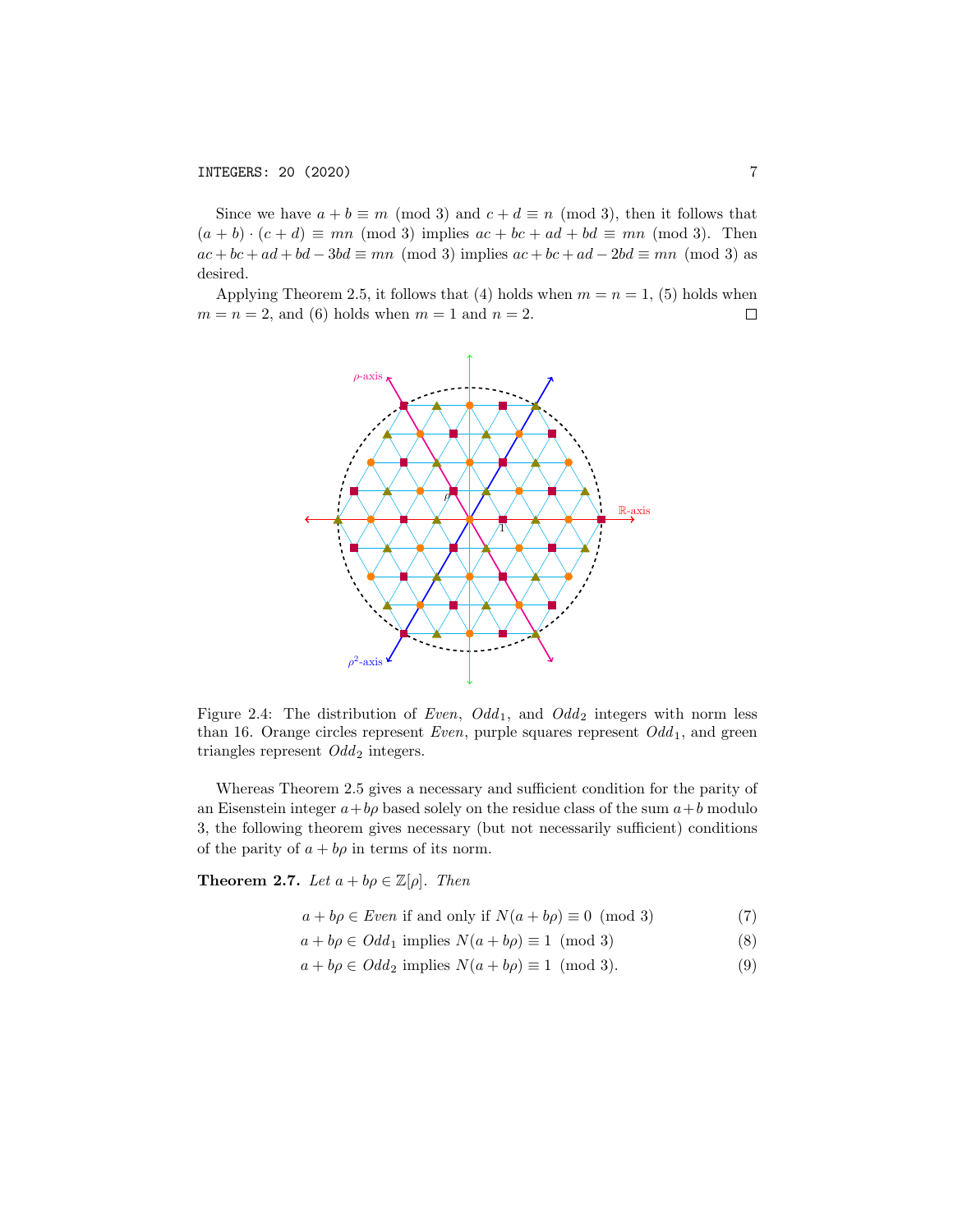Since we have $a + b \equiv m \pmod 3$ and $c + d \equiv n \pmod 3$, then it follows that $(a + b) \cdot (c + d) \equiv mn \pmod 3$ implies $ac + bc + ad + bd \equiv mn \pmod 3$. Then $ac + bc + ad + bd - 3bd \equiv mn \pmod 3$ implies $ac + bc + ad - 2bd \equiv mn \pmod 3$ as desired.

Applying Theorem 2.5, it follows that (4) holds when $m = n = 1$, (5) holds when $m = n = 2$, and (6) holds when $m = 1$ and $n = 2$. □

Figure 2.4: The distribution of *Even*, $Odd_1$, and $Odd_2$ integers with norm less than 16. Orange circles represent *Even*, purple squares represent $Odd_1$, and green triangles represent $Odd_2$ integers.

Whereas Theorem 2.5 gives a necessary and sufficient condition for the parity of an Eisenstein integer $a+b\rho$ based solely on the residue class of the sum $a+b$ modulo 3, the following theorem gives necessary (but not necessarily sufficient) conditions of the parity of $a + b\rho$ in terms of its norm.

**Theorem 2.7.** *Let $a + b\rho \in \mathbb{Z}[\rho]$. Then*

$$a + b\rho \in Even \text{ if and only if } N(a + b\rho) \equiv 0 \pmod 3 \tag{7}$$

$$a + b\rho \in Odd_1 \text{ implies } N(a + b\rho) \equiv 1 \pmod 3 \tag{8}$$

$$a + b\rho \in Odd_2 \text{ implies } N(a + b\rho) \equiv 1 \pmod 3. \tag{9}$$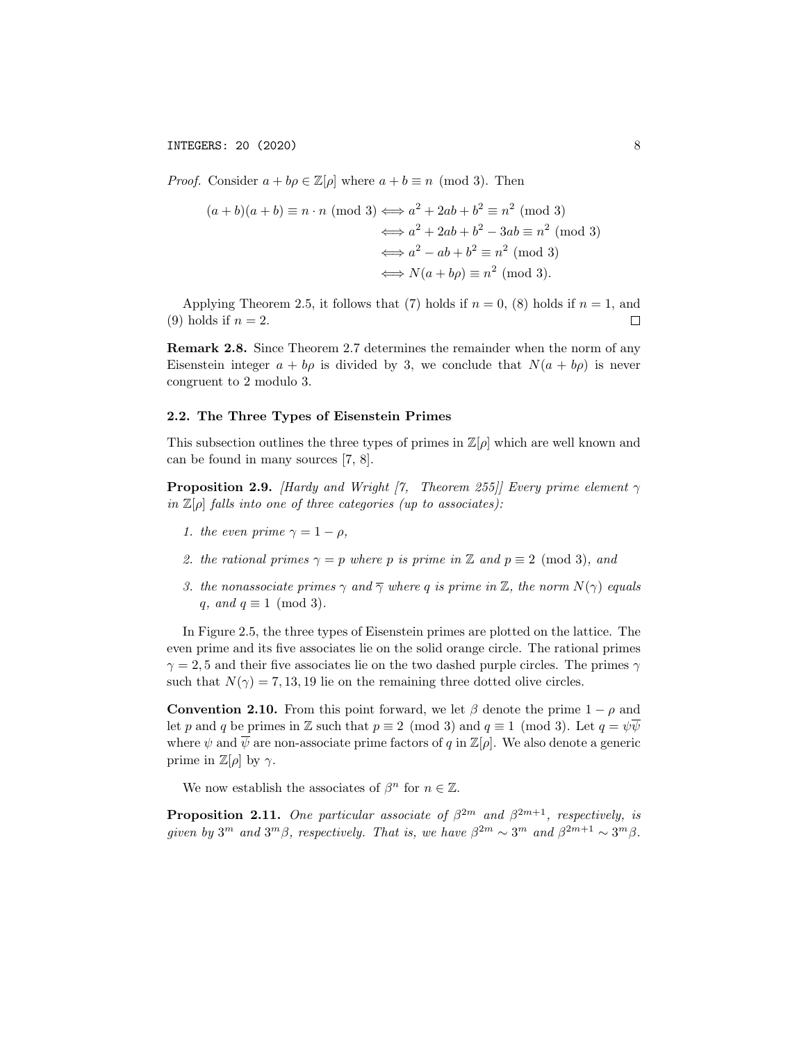*Proof.* Consider $a + b\rho \in \mathbb{Z}[\rho]$ where $a + b \equiv n \pmod 3$. Then

$$\begin{aligned}
(a+b)(a+b) \equiv n \cdot n \pmod 3 &\iff a^2 + 2ab + b^2 \equiv n^2 \pmod 3 \\
&\iff a^2 + 2ab + b^2 - 3ab \equiv n^2 \pmod 3 \\
&\iff a^2 - ab + b^2 \equiv n^2 \pmod 3 \\
&\iff N(a + b\rho) \equiv n^2 \pmod 3.
\end{aligned}$$

Applying Theorem 2.5, it follows that (7) holds if $n = 0$, (8) holds if $n = 1$, and (9) holds if $n = 2$. □

**Remark 2.8.** Since Theorem 2.7 determines the remainder when the norm of any Eisenstein integer $a + b\rho$ is divided by 3, we conclude that $N(a + b\rho)$ is never congruent to 2 modulo 3.

### 2.2. The Three Types of Eisenstein Primes

This subsection outlines the three types of primes in $\mathbb{Z}[\rho]$ which are well known and can be found in many sources [7, 8].

**Proposition 2.9.** *[Hardy and Wright [7, Theorem 255]] Every prime element $\gamma$ in $\mathbb{Z}[\rho]$ falls into one of three categories (up to associates):*

1. *the even prime $\gamma = 1 - \rho$,*
2. *the rational primes $\gamma = p$ where $p$ is prime in $\mathbb{Z}$ and $p \equiv 2 \pmod 3$, and*
3. *the nonassociate primes $\gamma$ and $\overline{\gamma}$ where $q$ is prime in $\mathbb{Z}$, the norm $N(\gamma)$ equals $q$, and $q \equiv 1 \pmod 3$.*

In Figure 2.5, the three types of Eisenstein primes are plotted on the lattice. The even prime and its five associates lie on the solid orange circle. The rational primes $\gamma = 2, 5$ and their five associates lie on the two dashed purple circles. The primes $\gamma$ such that $N(\gamma) = 7, 13, 19$ lie on the remaining three dotted olive circles.

**Convention 2.10.** From this point forward, we let $\beta$ denote the prime $1 - \rho$ and let $p$ and $q$ be primes in $\mathbb{Z}$ such that $p \equiv 2 \pmod 3$ and $q \equiv 1 \pmod 3$. Let $q = \psi\overline{\psi}$ where $\psi$ and $\overline{\psi}$ are non-associate prime factors of $q$ in $\mathbb{Z}[\rho]$. We also denote a generic prime in $\mathbb{Z}[\rho]$ by $\gamma$.

We now establish the associates of $\beta^n$ for $n \in \mathbb{Z}$.

**Proposition 2.11.** *One particular associate of $\beta^{2m}$ and $\beta^{2m+1}$, respectively, is given by $3^m$ and $3^m\beta$, respectively. That is, we have $\beta^{2m} \sim 3^m$ and $\beta^{2m+1} \sim 3^m\beta$.*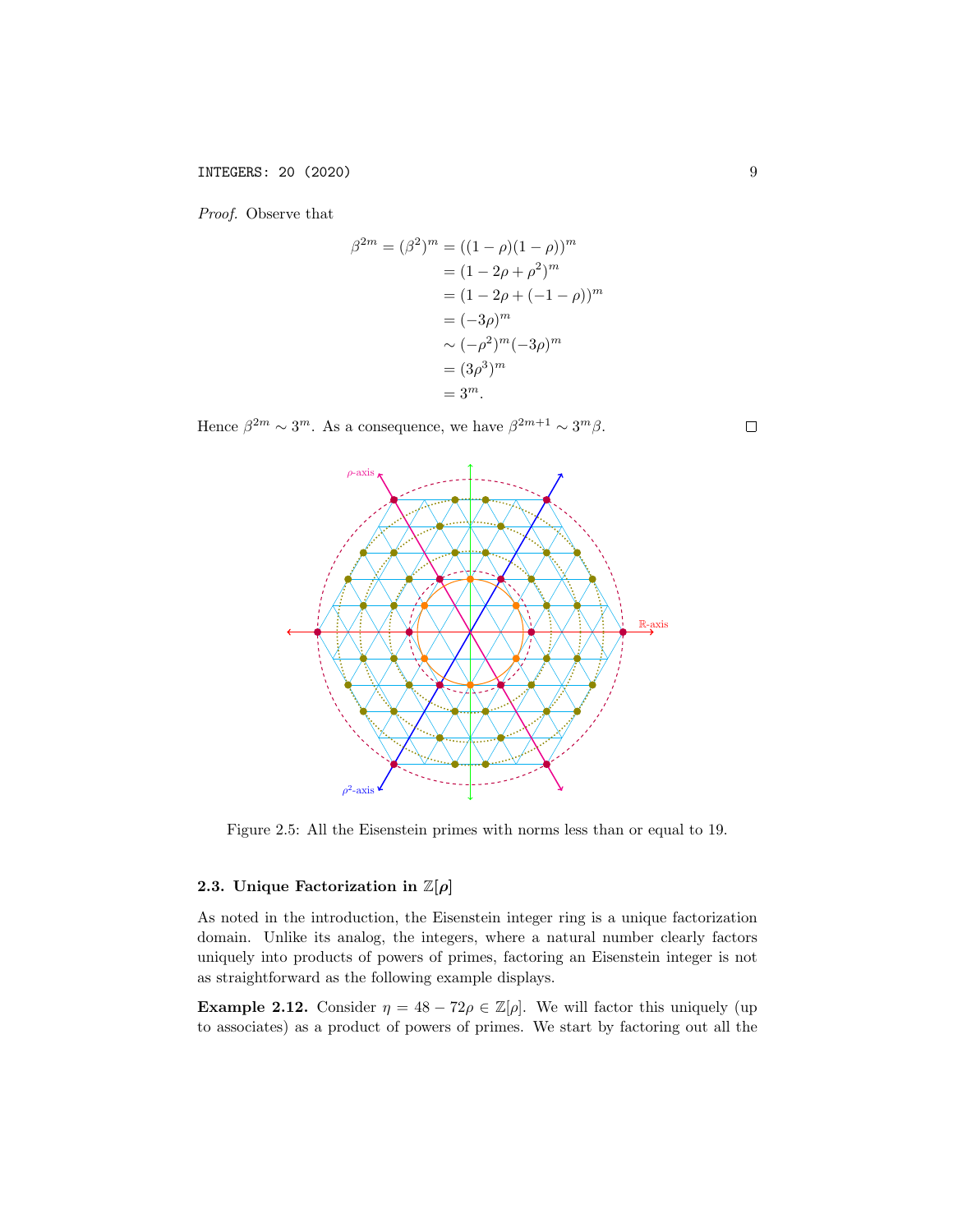*Proof.* Observe that

$$\begin{aligned}
\beta^{2m} = (\beta^2)^m &= ((1-\rho)(1-\rho))^m \\
&= (1 - 2\rho + \rho^2)^m \\
&= (1 - 2\rho + (-1-\rho))^m \\
&= (-3\rho)^m \\
&\sim (-\rho^2)^m(-3\rho)^m \\
&= (3\rho^3)^m \\
&= 3^m.
\end{aligned}$$

Hence $\beta^{2m} \sim 3^m$. As a consequence, we have $\beta^{2m+1} \sim 3^m\beta$. □

Figure 2.5: All the Eisenstein primes with norms less than or equal to 19.

### 2.3. Unique Factorization in $\mathbb{Z}[\rho]$

As noted in the introduction, the Eisenstein integer ring is a unique factorization domain. Unlike its analog, the integers, where a natural number clearly factors uniquely into products of powers of primes, factoring an Eisenstein integer is not as straightforward as the following example displays.

**Example 2.12.** Consider $\eta = 48 - 72\rho \in \mathbb{Z}[\rho]$. We will factor this uniquely (up to associates) as a product of powers of primes. We start by factoring out all the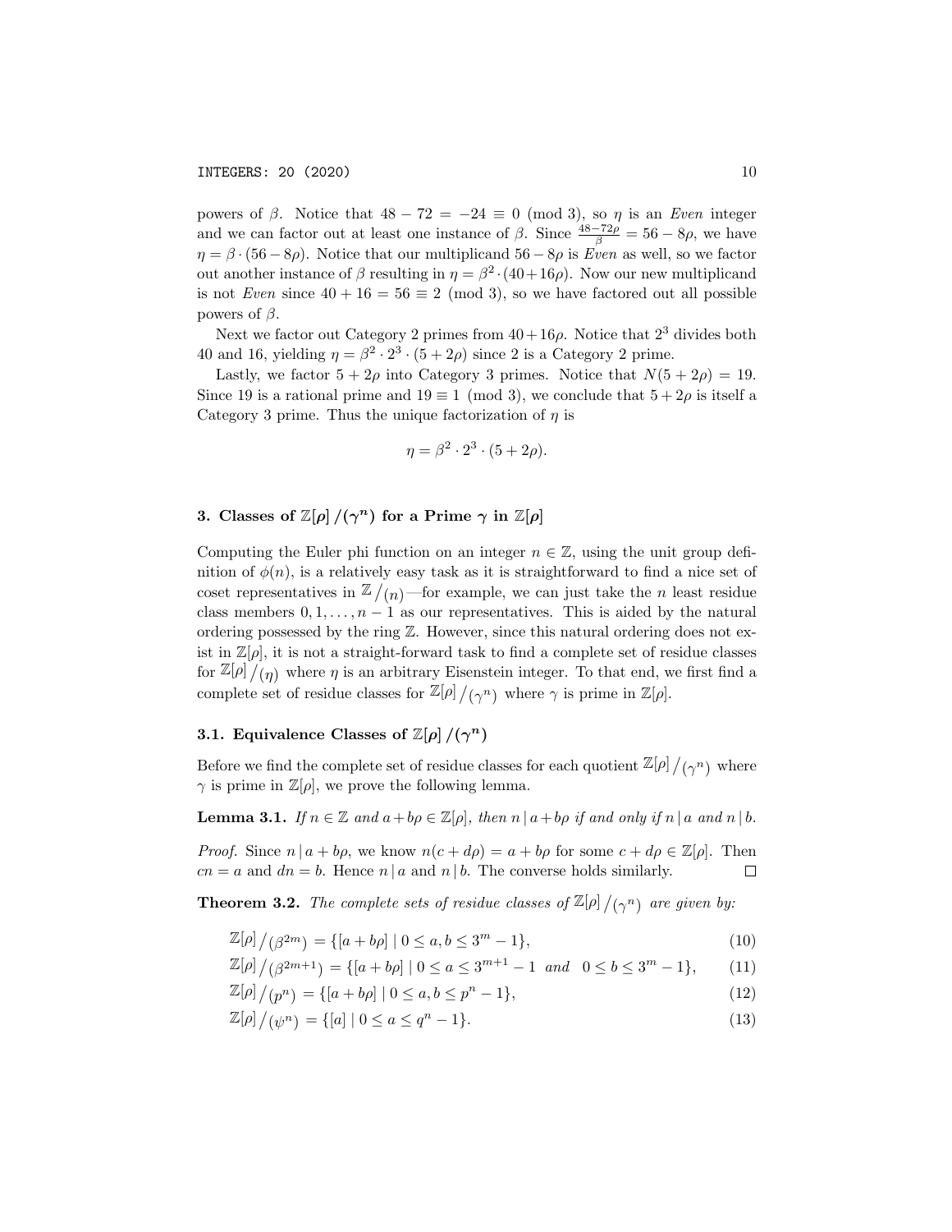powers of $\beta$. Notice that $48 - 72 = -24 \equiv 0 \pmod 3$, so $\eta$ is an *Even* integer and we can factor out at least one instance of $\beta$. Since $\frac{48-72\rho}{\beta} = 56 - 8\rho$, we have $\eta = \beta \cdot (56 - 8\rho)$. Notice that our multiplicand $56 - 8\rho$ is *Even* as well, so we factor out another instance of $\beta$ resulting in $\eta = \beta^2 \cdot (40 + 16\rho)$. Now our new multiplicand is not *Even* since $40 + 16 = 56 \equiv 2 \pmod 3$, so we have factored out all possible powers of $\beta$.

Next we factor out Category 2 primes from $40+16\rho$. Notice that $2^3$ divides both 40 and 16, yielding $\eta = \beta^2 \cdot 2^3 \cdot (5 + 2\rho)$ since 2 is a Category 2 prime.

Lastly, we factor $5 + 2\rho$ into Category 3 primes. Notice that $N(5 + 2\rho) = 19$. Since 19 is a rational prime and $19 \equiv 1 \pmod 3$, we conclude that $5 + 2\rho$ is itself a Category 3 prime. Thus the unique factorization of $\eta$ is

$$\eta = \beta^2 \cdot 2^3 \cdot (5 + 2\rho).$$

## 3. Classes of $\mathbb{Z}[\rho]/(\gamma^n)$ for a Prime $\gamma$ in $\mathbb{Z}[\rho]$

Computing the Euler phi function on an integer $n \in \mathbb{Z}$, using the unit group definition of $\phi(n)$, is a relatively easy task as it is straightforward to find a nice set of coset representatives in $\mathbb{Z}/(n)$—for example, we can just take the $n$ least residue class members $0, 1, \ldots, n-1$ as our representatives. This is aided by the natural ordering possessed by the ring $\mathbb{Z}$. However, since this natural ordering does not exist in $\mathbb{Z}[\rho]$, it is not a straight-forward task to find a complete set of residue classes for $\mathbb{Z}[\rho]/(\eta)$ where $\eta$ is an arbitrary Eisenstein integer. To that end, we first find a complete set of residue classes for $\mathbb{Z}[\rho]/(\gamma^n)$ where $\gamma$ is prime in $\mathbb{Z}[\rho]$.

### 3.1. Equivalence Classes of $\mathbb{Z}[\rho]/(\gamma^n)$

Before we find the complete set of residue classes for each quotient $\mathbb{Z}[\rho]/(\gamma^n)$ where $\gamma$ is prime in $\mathbb{Z}[\rho]$, we prove the following lemma.

**Lemma 3.1.** *If $n \in \mathbb{Z}$ and $a + b\rho \in \mathbb{Z}[\rho]$, then $n \mid a + b\rho$ if and only if $n \mid a$ and $n \mid b$.*

*Proof.* Since $n \mid a + b\rho$, we know $n(c + d\rho) = a + b\rho$ for some $c + d\rho \in \mathbb{Z}[\rho]$. Then $cn = a$ and $dn = b$. Hence $n \mid a$ and $n \mid b$. The converse holds similarly. $\square$

**Theorem 3.2.** *The complete sets of residue classes of $\mathbb{Z}[\rho]/(\gamma^n)$ are given by:*

$$\mathbb{Z}[\rho]/(\beta^{2m}) = \{[a + b\rho] \mid 0 \le a, b \le 3^m - 1\}, \tag{10}$$

$$\mathbb{Z}[\rho]/(\beta^{2m+1}) = \{[a + b\rho] \mid 0 \le a \le 3^{m+1} - 1 \text{ and } 0 \le b \le 3^m - 1\}, \tag{11}$$

$$\mathbb{Z}[\rho]/(p^n) = \{[a + b\rho] \mid 0 \le a, b \le p^n - 1\}, \tag{12}$$

$$\mathbb{Z}[\rho]/(\psi^n) = \{[a] \mid 0 \le a \le q^n - 1\}. \tag{13}$$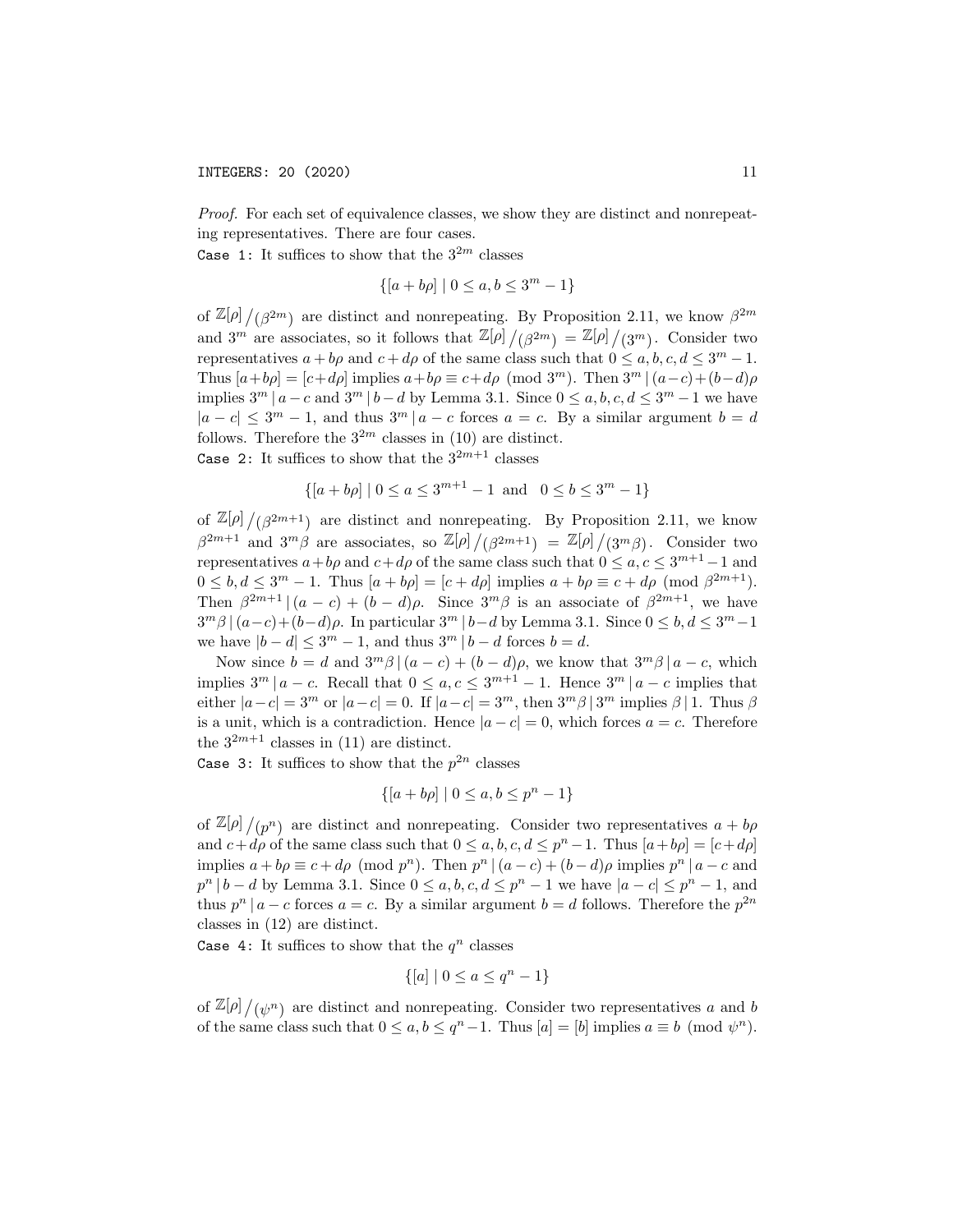*Proof.* For each set of equivalence classes, we show they are distinct and nonrepeating representatives. There are four cases.

`Case 1:` It suffices to show that the $3^{2m}$ classes

$$\{[a + b\rho] \mid 0 \leq a, b \leq 3^m - 1\}$$

of $\mathbb{Z}[\rho]/(\beta^{2m})$ are distinct and nonrepeating. By Proposition 2.11, we know $\beta^{2m}$ and $3^m$ are associates, so it follows that $\mathbb{Z}[\rho]/(\beta^{2m}) = \mathbb{Z}[\rho]/(3^m)$. Consider two representatives $a + b\rho$ and $c + d\rho$ of the same class such that $0 \leq a, b, c, d \leq 3^m - 1$. Thus $[a+b\rho] = [c+d\rho]$ implies $a+b\rho \equiv c+d\rho \pmod{3^m}$. Then $3^m \mid (a-c)+(b-d)\rho$ implies $3^m \mid a-c$ and $3^m \mid b-d$ by Lemma 3.1. Since $0 \leq a, b, c, d \leq 3^m - 1$ we have $|a - c| \leq 3^m - 1$, and thus $3^m \mid a - c$ forces $a = c$. By a similar argument $b = d$ follows. Therefore the $3^{2m}$ classes in (10) are distinct.

`Case 2:` It suffices to show that the $3^{2m+1}$ classes

$$\{[a + b\rho] \mid 0 \leq a \leq 3^{m+1} - 1 \text{ and } \ 0 \leq b \leq 3^m - 1\}$$

of $\mathbb{Z}[\rho]/(\beta^{2m+1})$ are distinct and nonrepeating. By Proposition 2.11, we know $\beta^{2m+1}$ and $3^m\beta$ are associates, so $\mathbb{Z}[\rho]/(\beta^{2m+1}) = \mathbb{Z}[\rho]/(3^m\beta)$. Consider two representatives $a+b\rho$ and $c+d\rho$ of the same class such that $0 \leq a, c \leq 3^{m+1}-1$ and $0 \leq b, d \leq 3^m - 1$. Thus $[a + b\rho] = [c + d\rho]$ implies $a + b\rho \equiv c + d\rho \pmod{\beta^{2m+1}}$. Then $\beta^{2m+1} \mid (a - c) + (b - d)\rho$. Since $3^m\beta$ is an associate of $\beta^{2m+1}$, we have $3^m\beta \mid (a-c)+(b-d)\rho$. In particular $3^m \mid b-d$ by Lemma 3.1. Since $0 \leq b, d \leq 3^m-1$ we have $|b - d| \leq 3^m - 1$, and thus $3^m \mid b - d$ forces $b = d$.

Now since $b = d$ and $3^m\beta \mid (a - c) + (b - d)\rho$, we know that $3^m\beta \mid a - c$, which implies $3^m \mid a - c$. Recall that $0 \leq a, c \leq 3^{m+1} - 1$. Hence $3^m \mid a - c$ implies that either $|a-c| = 3^m$ or $|a-c| = 0$. If $|a-c| = 3^m$, then $3^m\beta \mid 3^m$ implies $\beta \mid 1$. Thus $\beta$ is a unit, which is a contradiction. Hence $|a - c| = 0$, which forces $a = c$. Therefore the $3^{2m+1}$ classes in (11) are distinct.

`Case 3:` It suffices to show that the $p^{2n}$ classes

$$\{[a + b\rho] \mid 0 \leq a, b \leq p^n - 1\}$$

of $\mathbb{Z}[\rho]/(p^n)$ are distinct and nonrepeating. Consider two representatives $a + b\rho$ and $c+d\rho$ of the same class such that $0 \leq a, b, c, d \leq p^n-1$. Thus $[a+b\rho] = [c+d\rho]$ implies $a + b\rho \equiv c + d\rho \pmod{p^n}$. Then $p^n \mid (a - c) + (b - d)\rho$ implies $p^n \mid a - c$ and $p^n \mid b - d$ by Lemma 3.1. Since $0 \leq a, b, c, d \leq p^n - 1$ we have $|a - c| \leq p^n - 1$, and thus $p^n \mid a - c$ forces $a = c$. By a similar argument $b = d$ follows. Therefore the $p^{2n}$ classes in (12) are distinct.

`Case 4:` It suffices to show that the $q^n$ classes

$$\{[a] \mid 0 \leq a \leq q^n - 1\}$$

of $\mathbb{Z}[\rho]/(\psi^n)$ are distinct and nonrepeating. Consider two representatives $a$ and $b$ of the same class such that $0 \leq a, b \leq q^n - 1$. Thus $[a] = [b]$ implies $a \equiv b \pmod{\psi^n}$.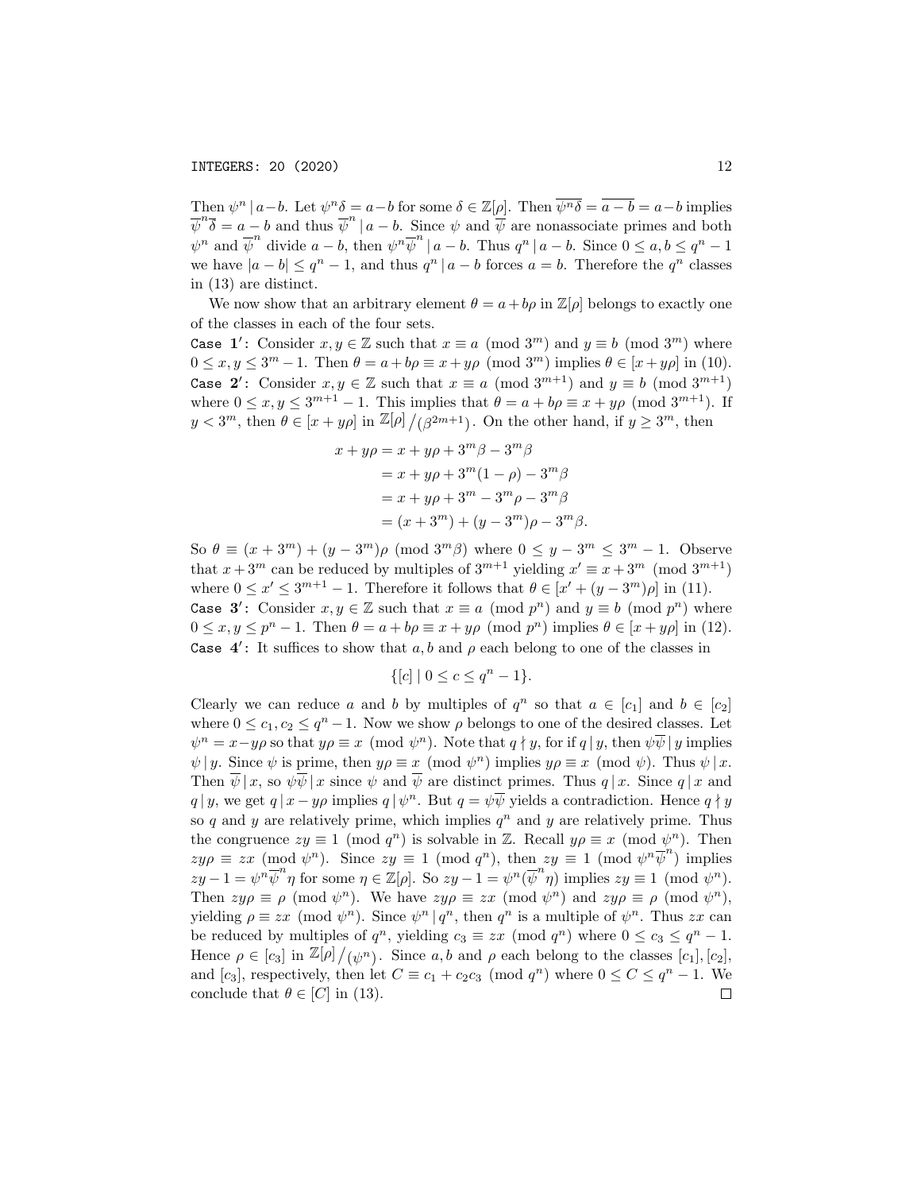Then $\psi^n \mid a-b$. Let $\psi^n\delta = a-b$ for some $\delta \in \mathbb{Z}[\rho]$. Then $\overline{\psi^n\delta} = \overline{a-b} = a-b$ implies $\overline{\psi}^n\overline{\delta} = a-b$ and thus $\overline{\psi}^n \mid a-b$. Since $\psi$ and $\overline{\psi}$ are nonassociate primes and both $\psi^n$ and $\overline{\psi}^n$ divide $a-b$, then $\psi^n\overline{\psi}^n \mid a-b$. Thus $q^n \mid a-b$. Since $0 \leq a, b \leq q^n - 1$ we have $|a-b| \leq q^n - 1$, and thus $q^n \mid a-b$ forces $a = b$. Therefore the $q^n$ classes in (13) are distinct.

We now show that an arbitrary element $\theta = a + b\rho$ in $\mathbb{Z}[\rho]$ belongs to exactly one of the classes in each of the four sets.

`Case 1'`: Consider $x, y \in \mathbb{Z}$ such that $x \equiv a \pmod{3^m}$ and $y \equiv b \pmod{3^m}$ where $0 \leq x, y \leq 3^m - 1$. Then $\theta = a + b\rho \equiv x + y\rho \pmod{3^m}$ implies $\theta \in [x + y\rho]$ in (10).

`Case 2'`: Consider $x, y \in \mathbb{Z}$ such that $x \equiv a \pmod{3^{m+1}}$ and $y \equiv b \pmod{3^{m+1}}$ where $0 \leq x, y \leq 3^{m+1} - 1$. This implies that $\theta = a + b\rho \equiv x + y\rho \pmod{3^{m+1}}$. If $y < 3^m$, then $\theta \in [x + y\rho]$ in $\mathbb{Z}[\rho]/(\beta^{2m+1})$. On the other hand, if $y \geq 3^m$, then

$$
\begin{aligned}
x + y\rho &= x + y\rho + 3^m\beta - 3^m\beta \\
&= x + y\rho + 3^m(1-\rho) - 3^m\beta \\
&= x + y\rho + 3^m - 3^m\rho - 3^m\beta \\
&= (x + 3^m) + (y - 3^m)\rho - 3^m\beta.
\end{aligned}
$$

So $\theta \equiv (x + 3^m) + (y - 3^m)\rho \pmod{3^m\beta}$ where $0 \leq y - 3^m \leq 3^m - 1$. Observe that $x + 3^m$ can be reduced by multiples of $3^{m+1}$ yielding $x' \equiv x + 3^m \pmod{3^{m+1}}$ where $0 \leq x' \leq 3^{m+1} - 1$. Therefore it follows that $\theta \in [x' + (y - 3^m)\rho]$ in (11).

`Case 3'`: Consider $x, y \in \mathbb{Z}$ such that $x \equiv a \pmod{p^n}$ and $y \equiv b \pmod{p^n}$ where $0 \leq x, y \leq p^n - 1$. Then $\theta = a + b\rho \equiv x + y\rho \pmod{p^n}$ implies $\theta \in [x + y\rho]$ in (12).

`Case 4'`: It suffices to show that $a, b$ and $\rho$ each belong to one of the classes in

$$
\{[c] \mid 0 \leq c \leq q^n - 1\}.
$$

Clearly we can reduce $a$ and $b$ by multiples of $q^n$ so that $a \in [c_1]$ and $b \in [c_2]$ where $0 \leq c_1, c_2 \leq q^n - 1$. Now we show $\rho$ belongs to one of the desired classes. Let $\psi^n = x - y\rho$ so that $y\rho \equiv x \pmod{\psi^n}$. Note that $q \nmid y$, for if $q \mid y$, then $\psi\overline{\psi} \mid y$ implies $\psi \mid y$. Since $\psi$ is prime, then $y\rho \equiv x \pmod{\psi^n}$ implies $y\rho \equiv x \pmod{\psi}$. Thus $\psi \mid x$. Then $\overline{\psi} \mid x$, so $\psi\overline{\psi} \mid x$ since $\psi$ and $\overline{\psi}$ are distinct primes. Thus $q \mid x$. Since $q \mid x$ and $q \mid y$, we get $q \mid x - y\rho$ implies $q \mid \psi^n$. But $q = \psi\overline{\psi}$ yields a contradiction. Hence $q \nmid y$ so $q$ and $y$ are relatively prime, which implies $q^n$ and $y$ are relatively prime. Thus the congruence $zy \equiv 1 \pmod{q^n}$ is solvable in $\mathbb{Z}$. Recall $y\rho \equiv x \pmod{\psi^n}$. Then $zy\rho \equiv zx \pmod{\psi^n}$. Since $zy \equiv 1 \pmod{q^n}$, then $zy \equiv 1 \pmod{\psi^n\overline{\psi}^n}$ implies $zy - 1 = \psi^n\overline{\psi}^n\eta$ for some $\eta \in \mathbb{Z}[\rho]$. So $zy - 1 = \psi^n(\overline{\psi}^n\eta)$ implies $zy \equiv 1 \pmod{\psi^n}$. Then $zy\rho \equiv \rho \pmod{\psi^n}$. We have $zy\rho \equiv zx \pmod{\psi^n}$ and $zy\rho \equiv \rho \pmod{\psi^n}$, yielding $\rho \equiv zx \pmod{\psi^n}$. Since $\psi^n \mid q^n$, then $q^n$ is a multiple of $\psi^n$. Thus $zx$ can be reduced by multiples of $q^n$, yielding $c_3 \equiv zx \pmod{q^n}$ where $0 \leq c_3 \leq q^n - 1$. Hence $\rho \in [c_3]$ in $\mathbb{Z}[\rho]/(\psi^n)$. Since $a, b$ and $\rho$ each belong to the classes $[c_1], [c_2]$, and $[c_3]$, respectively, then let $C \equiv c_1 + c_2c_3 \pmod{q^n}$ where $0 \leq C \leq q^n - 1$. We conclude that $\theta \in [C]$ in (13). $\square$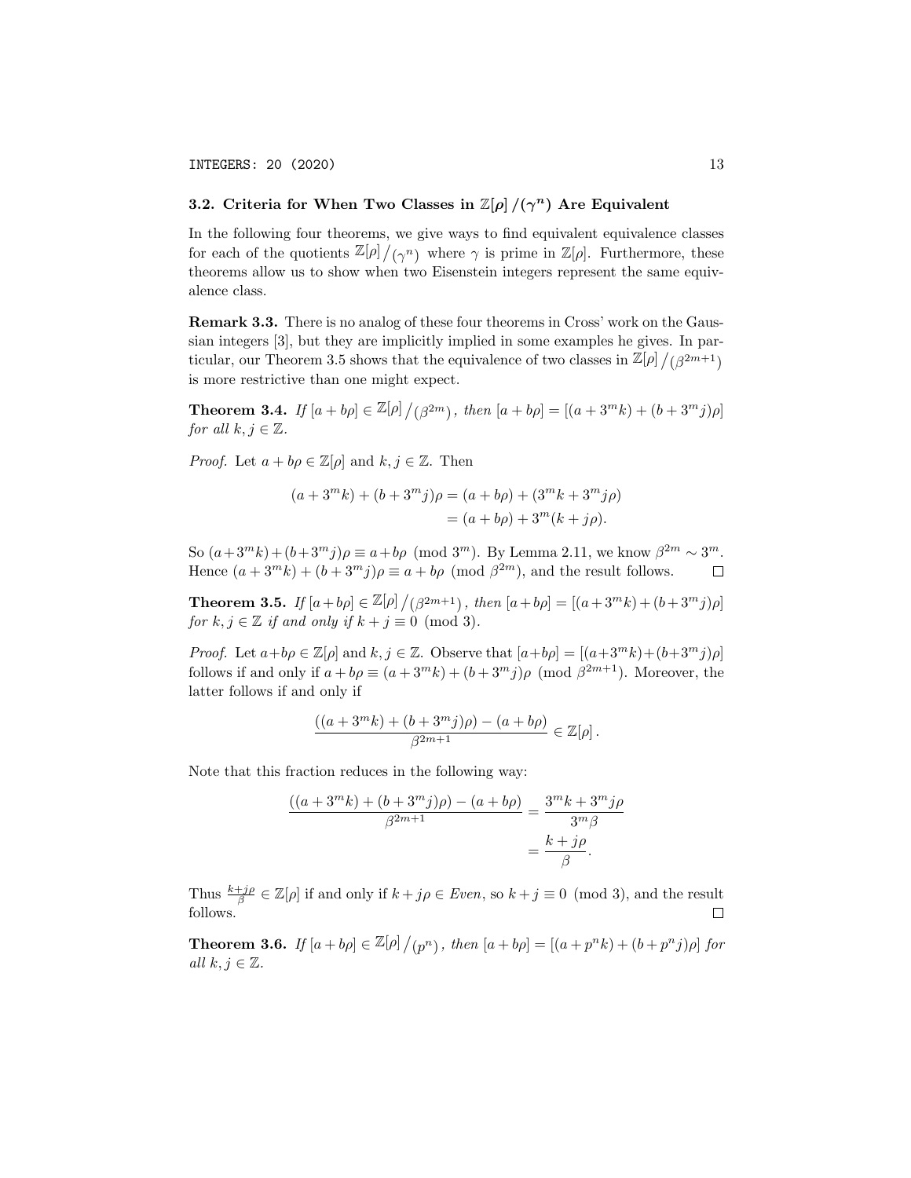### 3.2. Criteria for When Two Classes in $\mathbb{Z}[\rho]/(\gamma^n)$ Are Equivalent

In the following four theorems, we give ways to find equivalent equivalence classes for each of the quotients $\mathbb{Z}[\rho]/(\gamma^n)$ where $\gamma$ is prime in $\mathbb{Z}[\rho]$. Furthermore, these theorems allow us to show when two Eisenstein integers represent the same equivalence class.

**Remark 3.3.** There is no analog of these four theorems in Cross' work on the Gaussian integers [3], but they are implicitly implied in some examples he gives. In particular, our Theorem 3.5 shows that the equivalence of two classes in $\mathbb{Z}[\rho]/(\beta^{2m+1})$ is more restrictive than one might expect.

**Theorem 3.4.** *If* $[a + b\rho] \in \mathbb{Z}[\rho]/(\beta^{2m})$*, then* $[a + b\rho] = [(a + 3^m k) + (b + 3^m j)\rho]$ *for all* $k, j \in \mathbb{Z}$.

*Proof.* Let $a + b\rho \in \mathbb{Z}[\rho]$ and $k, j \in \mathbb{Z}$. Then

$$\begin{aligned}(a + 3^m k) + (b + 3^m j)\rho &= (a + b\rho) + (3^m k + 3^m j\rho)\\ &= (a + b\rho) + 3^m(k + j\rho).\end{aligned}$$

So $(a+3^m k)+(b+3^m j)\rho \equiv a+b\rho \pmod{3^m}$. By Lemma 2.11, we know $\beta^{2m} \sim 3^m$. Hence $(a + 3^m k) + (b + 3^m j)\rho \equiv a + b\rho \pmod{\beta^{2m}}$, and the result follows. $\square$

**Theorem 3.5.** *If* $[a+b\rho] \in \mathbb{Z}[\rho]/(\beta^{2m+1})$*, then* $[a+b\rho] = [(a+3^m k)+(b+3^m j)\rho]$ *for* $k, j \in \mathbb{Z}$ *if and only if* $k + j \equiv 0 \pmod 3$.

*Proof.* Let $a+b\rho \in \mathbb{Z}[\rho]$ and $k, j \in \mathbb{Z}$. Observe that $[a+b\rho] = [(a+3^m k)+(b+3^m j)\rho]$ follows if and only if $a + b\rho \equiv (a + 3^m k) + (b + 3^m j)\rho \pmod{\beta^{2m+1}}$. Moreover, the latter follows if and only if

$$\frac{((a + 3^m k) + (b + 3^m j)\rho) - (a + b\rho)}{\beta^{2m+1}} \in \mathbb{Z}[\rho].$$

Note that this fraction reduces in the following way:

$$\begin{aligned}\frac{((a + 3^m k) + (b + 3^m j)\rho) - (a + b\rho)}{\beta^{2m+1}} &= \frac{3^m k + 3^m j\rho}{3^m \beta}\\ &= \frac{k + j\rho}{\beta}.\end{aligned}$$

Thus $\frac{k+j\rho}{\beta} \in \mathbb{Z}[\rho]$ if and only if $k + j\rho \in$ *Even*, so $k + j \equiv 0 \pmod 3$, and the result follows. $\square$

**Theorem 3.6.** *If* $[a + b\rho] \in \mathbb{Z}[\rho]/(p^n)$*, then* $[a + b\rho] = [(a + p^n k) + (b + p^n j)\rho]$ *for all* $k, j \in \mathbb{Z}$.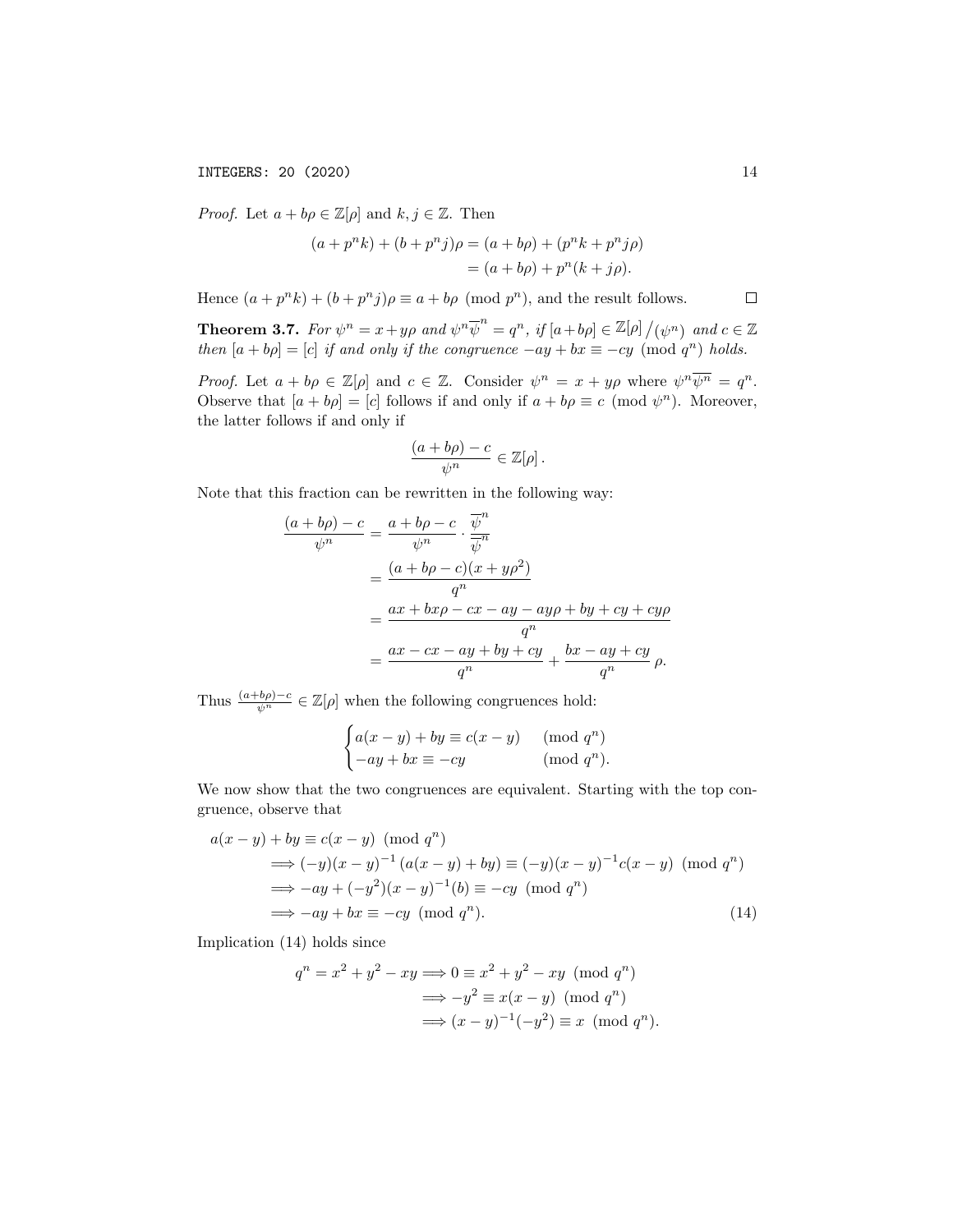*Proof.* Let $a + b\rho \in \mathbb{Z}[\rho]$ and $k, j \in \mathbb{Z}$. Then

$$
\begin{aligned}
(a + p^n k) + (b + p^n j)\rho &= (a + b\rho) + (p^n k + p^n j\rho) \\
&= (a + b\rho) + p^n(k + j\rho).
\end{aligned}
$$

Hence $(a + p^n k) + (b + p^n j)\rho \equiv a + b\rho \pmod{p^n}$, and the result follows. $\square$

**Theorem 3.7.** *For $\psi^n = x + y\rho$ and $\psi^n\overline{\psi}^n = q^n$, if $[a + b\rho] \in \mathbb{Z}[\rho]/(\psi^n)$ and $c \in \mathbb{Z}$ then $[a + b\rho] = [c]$ if and only if the congruence $-ay + bx \equiv -cy \pmod{q^n}$ holds.*

*Proof.* Let $a + b\rho \in \mathbb{Z}[\rho]$ and $c \in \mathbb{Z}$. Consider $\psi^n = x + y\rho$ where $\psi^n\overline{\psi^n} = q^n$. Observe that $[a + b\rho] = [c]$ follows if and only if $a + b\rho \equiv c \pmod{\psi^n}$. Moreover, the latter follows if and only if

$$
\frac{(a + b\rho) - c}{\psi^n} \in \mathbb{Z}[\rho].
$$

Note that this fraction can be rewritten in the following way:

$$
\begin{aligned}
\frac{(a + b\rho) - c}{\psi^n} &= \frac{a + b\rho - c}{\psi^n} \cdot \frac{\overline{\psi}^n}{\overline{\psi}^n} \\
&= \frac{(a + b\rho - c)(x + y\rho^2)}{q^n} \\
&= \frac{ax + bx\rho - cx - ay - ay\rho + by + cy + cy\rho}{q^n} \\
&= \frac{ax - cx - ay + by + cy}{q^n} + \frac{bx - ay + cy}{q^n}\,\rho.
\end{aligned}
$$

Thus $\frac{(a+b\rho)-c}{\psi^n} \in \mathbb{Z}[\rho]$ when the following congruences hold:

$$
\begin{cases}
a(x - y) + by \equiv c(x - y) & \pmod{q^n} \\
-ay + bx \equiv -cy & \pmod{q^n}.
\end{cases}
$$

We now show that the two congruences are equivalent. Starting with the top congruence, observe that

$$
\begin{aligned}
&a(x - y) + by \equiv c(x - y) \pmod{q^n} \\
&\quad\implies (-y)(x - y)^{-1}\left(a(x - y) + by\right) \equiv (-y)(x - y)^{-1}c(x - y) \pmod{q^n} \\
&\quad\implies -ay + (-y^2)(x - y)^{-1}(b) \equiv -cy \pmod{q^n} \\
&\quad\implies -ay + bx \equiv -cy \pmod{q^n}. \qquad (14)
\end{aligned}
$$

Implication (14) holds since

$$
\begin{aligned}
q^n = x^2 + y^2 - xy &\implies 0 \equiv x^2 + y^2 - xy \pmod{q^n} \\
&\implies -y^2 \equiv x(x - y) \pmod{q^n} \\
&\implies (x - y)^{-1}(-y^2) \equiv x \pmod{q^n}.
\end{aligned}
$$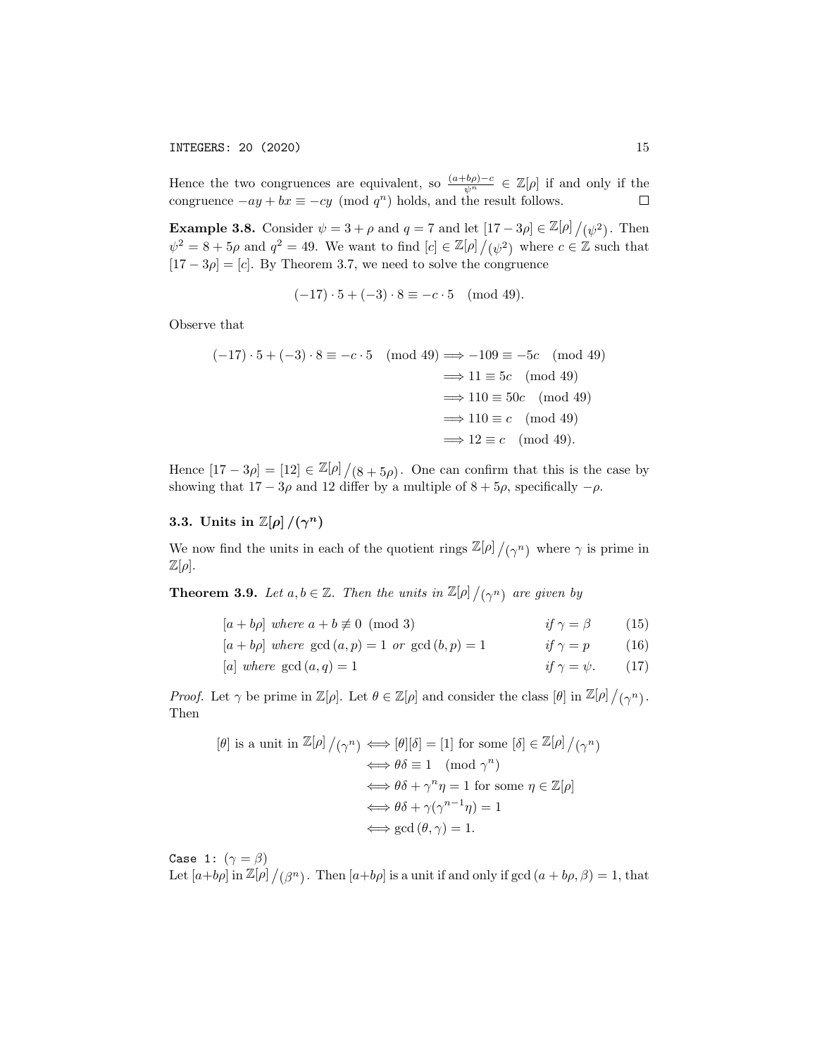Hence the two congruences are equivalent, so $\frac{(a+b\rho)-c}{\psi^n} \in \mathbb{Z}[\rho]$ if and only if the congruence $-ay + bx \equiv -cy \pmod{q^n}$ holds, and the result follows. $\square$

**Example 3.8.** Consider $\psi = 3 + \rho$ and $q = 7$ and let $[17 - 3\rho] \in \mathbb{Z}[\rho]/(\psi^2)$. Then $\psi^2 = 8 + 5\rho$ and $q^2 = 49$. We want to find $[c] \in \mathbb{Z}[\rho]/(\psi^2)$ where $c \in \mathbb{Z}$ such that $[17 - 3\rho] = [c]$. By Theorem 3.7, we need to solve the congruence

$$(-17) \cdot 5 + (-3) \cdot 8 \equiv -c \cdot 5 \pmod{49}.$$

Observe that

$$\begin{aligned}
(-17) \cdot 5 + (-3) \cdot 8 \equiv -c \cdot 5 \pmod{49} &\implies -109 \equiv -5c \pmod{49} \\
&\implies 11 \equiv 5c \pmod{49} \\
&\implies 110 \equiv 50c \pmod{49} \\
&\implies 110 \equiv c \pmod{49} \\
&\implies 12 \equiv c \pmod{49}.
\end{aligned}$$

Hence $[17 - 3\rho] = [12] \in \mathbb{Z}[\rho]/(8 + 5\rho)$. One can confirm that this is the case by showing that $17 - 3\rho$ and $12$ differ by a multiple of $8 + 5\rho$, specifically $-\rho$.

### 3.3. Units in $\mathbb{Z}[\rho]/(\gamma^n)$

We now find the units in each of the quotient rings $\mathbb{Z}[\rho]/(\gamma^n)$ where $\gamma$ is prime in $\mathbb{Z}[\rho]$.

**Theorem 3.9.** *Let $a, b \in \mathbb{Z}$. Then the units in $\mathbb{Z}[\rho]/(\gamma^n)$ are given by*

$$[a + b\rho] \text{ where } a + b \not\equiv 0 \pmod{3} \qquad \text{if } \gamma = \beta \tag{15}$$

$$[a + b\rho] \text{ where } \gcd(a, p) = 1 \text{ or } \gcd(b, p) = 1 \qquad \text{if } \gamma = p \tag{16}$$

$$[a] \text{ where } \gcd(a, q) = 1 \qquad \text{if } \gamma = \psi. \tag{17}$$

*Proof.* Let $\gamma$ be prime in $\mathbb{Z}[\rho]$. Let $\theta \in \mathbb{Z}[\rho]$ and consider the class $[\theta]$ in $\mathbb{Z}[\rho]/(\gamma^n)$. Then

$$\begin{aligned}
[\theta] \text{ is a unit in } \mathbb{Z}[\rho]/(\gamma^n) &\iff [\theta][\delta] = [1] \text{ for some } [\delta] \in \mathbb{Z}[\rho]/(\gamma^n) \\
&\iff \theta\delta \equiv 1 \pmod{\gamma^n} \\
&\iff \theta\delta + \gamma^n\eta = 1 \text{ for some } \eta \in \mathbb{Z}[\rho] \\
&\iff \theta\delta + \gamma(\gamma^{n-1}\eta) = 1 \\
&\iff \gcd(\theta, \gamma) = 1.
\end{aligned}$$

`Case 1:` $(\gamma = \beta)$
Let $[a+b\rho]$ in $\mathbb{Z}[\rho]/(\beta^n)$. Then $[a+b\rho]$ is a unit if and only if $\gcd(a + b\rho, \beta) = 1$, that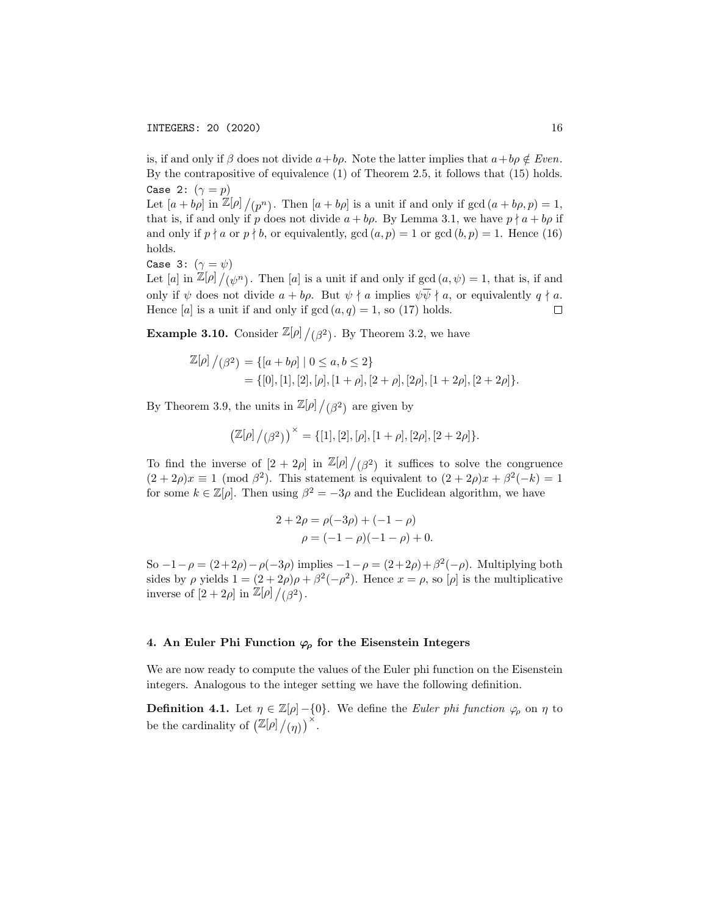is, if and only if $\beta$ does not divide $a+b\rho$. Note the latter implies that $a+b\rho \notin Even$. By the contrapositive of equivalence (1) of Theorem 2.5, it follows that (15) holds.

`Case 2:` $(\gamma = p)$

Let $[a+b\rho]$ in $\mathbb{Z}[\rho]/(p^n)$. Then $[a+b\rho]$ is a unit if and only if $\gcd(a+b\rho, p) = 1$, that is, if and only if $p$ does not divide $a+b\rho$. By Lemma 3.1, we have $p \nmid a+b\rho$ if and only if $p \nmid a$ or $p \nmid b$, or equivalently, $\gcd(a,p) = 1$ or $\gcd(b,p) = 1$. Hence (16) holds.

`Case 3:` $(\gamma = \psi)$

Let $[a]$ in $\mathbb{Z}[\rho]/(\psi^n)$. Then $[a]$ is a unit if and only if $\gcd(a, \psi) = 1$, that is, if and only if $\psi$ does not divide $a+b\rho$. But $\psi \nmid a$ implies $\psi\overline{\psi} \nmid a$, or equivalently $q \nmid a$. Hence $[a]$ is a unit if and only if $\gcd(a,q) = 1$, so (17) holds. $\square$

**Example 3.10.** Consider $\mathbb{Z}[\rho]/(\beta^2)$. By Theorem 3.2, we have

$$\begin{aligned}
\mathbb{Z}[\rho]/(\beta^2) &= \{[a+b\rho] \mid 0 \le a, b \le 2\} \\
&= \{[0], [1], [2], [\rho], [1+\rho], [2+\rho], [2\rho], [1+2\rho], [2+2\rho]\}.
\end{aligned}$$

By Theorem 3.9, the units in $\mathbb{Z}[\rho]/(\beta^2)$ are given by

$$\left(\mathbb{Z}[\rho]/(\beta^2)\right)^\times = \{[1], [2], [\rho], [1+\rho], [2\rho], [2+2\rho]\}.$$

To find the inverse of $[2+2\rho]$ in $\mathbb{Z}[\rho]/(\beta^2)$ it suffices to solve the congruence $(2+2\rho)x \equiv 1 \pmod{\beta^2}$. This statement is equivalent to $(2+2\rho)x + \beta^2(-k) = 1$ for some $k \in \mathbb{Z}[\rho]$. Then using $\beta^2 = -3\rho$ and the Euclidean algorithm, we have

$$\begin{aligned}
2+2\rho &= \rho(-3\rho) + (-1-\rho) \\
\rho &= (-1-\rho)(-1-\rho) + 0.
\end{aligned}$$

So $-1-\rho = (2+2\rho) - \rho(-3\rho)$ implies $-1-\rho = (2+2\rho) + \beta^2(-\rho)$. Multiplying both sides by $\rho$ yields $1 = (2+2\rho)\rho + \beta^2(-\rho^2)$. Hence $x = \rho$, so $[\rho]$ is the multiplicative inverse of $[2+2\rho]$ in $\mathbb{Z}[\rho]/(\beta^2)$.

## 4. An Euler Phi Function $\varphi_\rho$ for the Eisenstein Integers

We are now ready to compute the values of the Euler phi function on the Eisenstein integers. Analogous to the integer setting we have the following definition.

**Definition 4.1.** Let $\eta \in \mathbb{Z}[\rho] - \{0\}$. We define the *Euler phi function* $\varphi_\rho$ on $\eta$ to be the cardinality of $\left(\mathbb{Z}[\rho]/(\eta)\right)^\times$.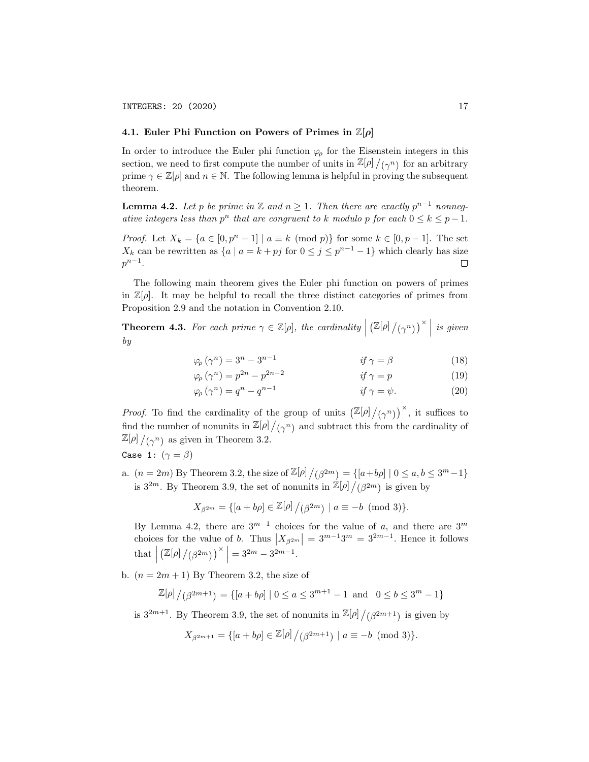### 4.1. Euler Phi Function on Powers of Primes in $\mathbb{Z}[\rho]$

In order to introduce the Euler phi function $\varphi_\rho$ for the Eisenstein integers in this section, we need to first compute the number of units in $\mathbb{Z}[\rho]/(\gamma^n)$ for an arbitrary prime $\gamma \in \mathbb{Z}[\rho]$ and $n \in \mathbb{N}$. The following lemma is helpful in proving the subsequent theorem.

**Lemma 4.2.** *Let $p$ be prime in $\mathbb{Z}$ and $n \geq 1$. Then there are exactly $p^{n-1}$ nonnegative integers less than $p^n$ that are congruent to $k$ modulo $p$ for each $0 \leq k \leq p-1$.*

*Proof.* Let $X_k = \{a \in [0, p^n - 1] \mid a \equiv k \pmod{p}\}$ for some $k \in [0, p-1]$. The set $X_k$ can be rewritten as $\{a \mid a = k + pj \text{ for } 0 \leq j \leq p^{n-1} - 1\}$ which clearly has size $p^{n-1}$. $\square$

The following main theorem gives the Euler phi function on powers of primes in $\mathbb{Z}[\rho]$. It may be helpful to recall the three distinct categories of primes from Proposition 2.9 and the notation in Convention 2.10.

**Theorem 4.3.** *For each prime $\gamma \in \mathbb{Z}[\rho]$, the cardinality $\left| \left(\mathbb{Z}[\rho]/(\gamma^n)\right)^\times \right|$ is given by*

$$\varphi_\rho(\gamma^n) = 3^n - 3^{n-1} \qquad \text{if } \gamma = \beta \tag{18}$$

$$\varphi_\rho(\gamma^n) = p^{2n} - p^{2n-2} \qquad \text{if } \gamma = p \tag{19}$$

$$\varphi_\rho(\gamma^n) = q^n - q^{n-1} \qquad \text{if } \gamma = \psi. \tag{20}$$

*Proof.* To find the cardinality of the group of units $\left(\mathbb{Z}[\rho]/(\gamma^n)\right)^\times$, it suffices to find the number of nonunits in $\mathbb{Z}[\rho]/(\gamma^n)$ and subtract this from the cardinality of $\mathbb{Z}[\rho]/(\gamma^n)$ as given in Theorem 3.2.

Case 1: ($\gamma = \beta$)

a. ($n = 2m$) By Theorem 3.2, the size of $\mathbb{Z}[\rho]/(\beta^{2m}) = \{[a+b\rho] \mid 0 \leq a, b \leq 3^m - 1\}$ is $3^{2m}$. By Theorem 3.9, the set of nonunits in $\mathbb{Z}[\rho]/(\beta^{2m})$ is given by

$$X_{\beta^{2m}} = \{[a + b\rho] \in \mathbb{Z}[\rho]/(\beta^{2m}) \mid a \equiv -b \pmod{3}\}.$$

By Lemma 4.2, there are $3^{m-1}$ choices for the value of $a$, and there are $3^m$ choices for the value of $b$. Thus $\left|X_{\beta^{2m}}\right| = 3^{m-1}3^m = 3^{2m-1}$. Hence it follows that $\left| \left(\mathbb{Z}[\rho]/(\beta^{2m})\right)^\times \right| = 3^{2m} - 3^{2m-1}$.

b. ($n = 2m+1$) By Theorem 3.2, the size of

$$\mathbb{Z}[\rho]/(\beta^{2m+1}) = \{[a + b\rho] \mid 0 \leq a \leq 3^{m+1} - 1 \text{ and } 0 \leq b \leq 3^m - 1\}$$

is $3^{2m+1}$. By Theorem 3.9, the set of nonunits in $\mathbb{Z}[\rho]/(\beta^{2m+1})$ is given by

$$X_{\beta^{2m+1}} = \{[a + b\rho] \in \mathbb{Z}[\rho]/(\beta^{2m+1}) \mid a \equiv -b \pmod{3}\}.$$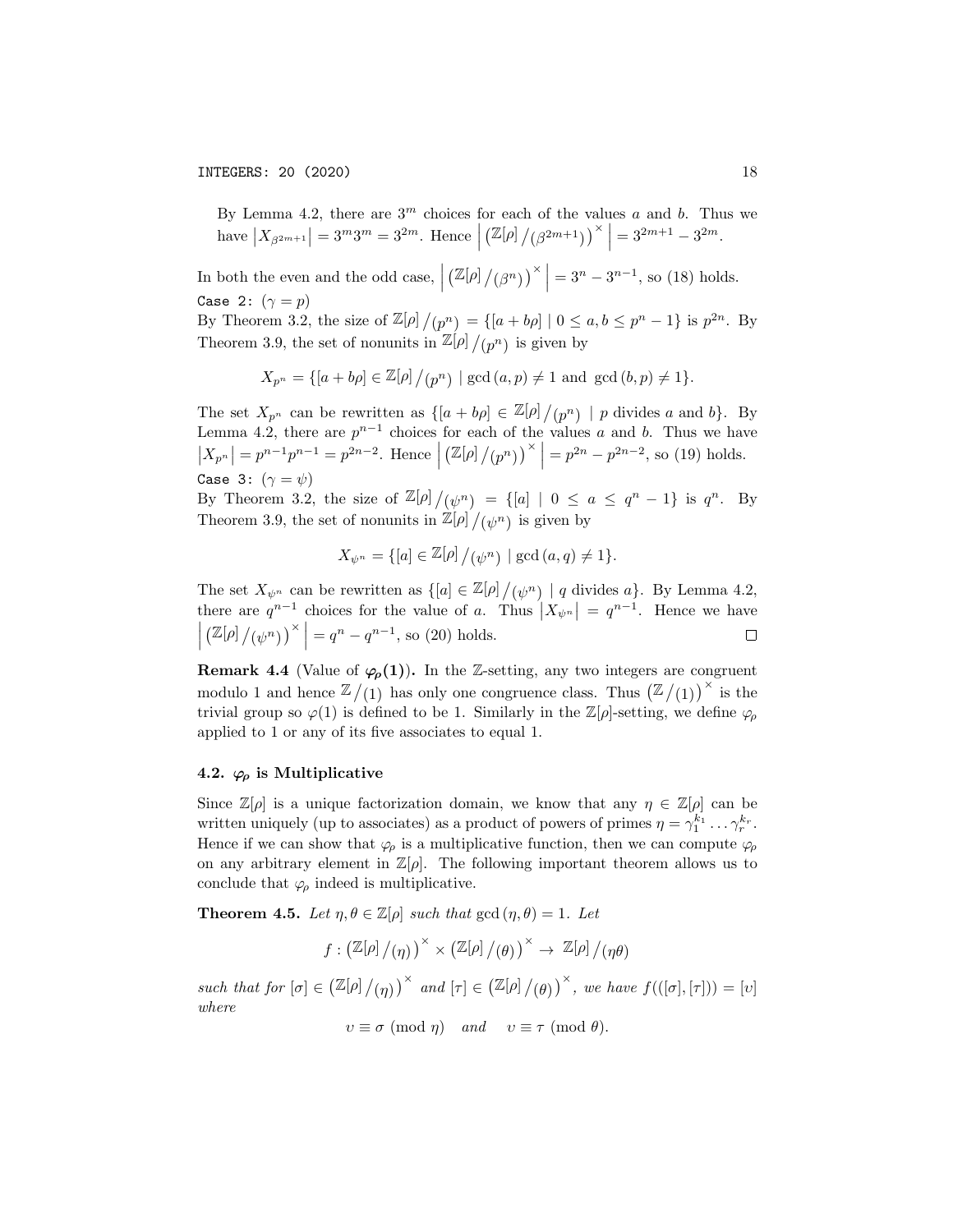By Lemma 4.2, there are $3^m$ choices for each of the values $a$ and $b$. Thus we have $\left|X_{\beta^{2m+1}}\right| = 3^m 3^m = 3^{2m}$. Hence $\left|\left(\mathbb{Z}[\rho]/_{(\beta^{2m+1})}\right)^\times\right| = 3^{2m+1} - 3^{2m}$.

In both the even and the odd case, $\left|\left(\mathbb{Z}[\rho]/_{(\beta^n)}\right)^\times\right| = 3^n - 3^{n-1}$, so (18) holds.

Case 2: $(\gamma = p)$

By Theorem 3.2, the size of $\mathbb{Z}[\rho]/_{(p^n)} = \{[a + b\rho] \mid 0 \le a, b \le p^n - 1\}$ is $p^{2n}$. By Theorem 3.9, the set of nonunits in $\mathbb{Z}[\rho]/_{(p^n)}$ is given by

$$X_{p^n} = \{[a + b\rho] \in \mathbb{Z}[\rho]/_{(p^n)} \mid \gcd(a, p) \ne 1 \text{ and } \gcd(b, p) \ne 1\}.$$

The set $X_{p^n}$ can be rewritten as $\{[a + b\rho] \in \mathbb{Z}[\rho]/_{(p^n)} \mid p \text{ divides } a \text{ and } b\}$. By Lemma 4.2, there are $p^{n-1}$ choices for each of the values $a$ and $b$. Thus we have $\left|X_{p^n}\right| = p^{n-1}p^{n-1} = p^{2n-2}$. Hence $\left|\left(\mathbb{Z}[\rho]/_{(p^n)}\right)^\times\right| = p^{2n} - p^{2n-2}$, so (19) holds.

Case 3: $(\gamma = \psi)$

By Theorem 3.2, the size of $\mathbb{Z}[\rho]/_{(\psi^n)} = \{[a] \mid 0 \le a \le q^n - 1\}$ is $q^n$. By Theorem 3.9, the set of nonunits in $\mathbb{Z}[\rho]/_{(\psi^n)}$ is given by

$$X_{\psi^n} = \{[a] \in \mathbb{Z}[\rho]/_{(\psi^n)} \mid \gcd(a, q) \ne 1\}.$$

The set $X_{\psi^n}$ can be rewritten as $\{[a] \in \mathbb{Z}[\rho]/_{(\psi^n)} \mid q \text{ divides } a\}$. By Lemma 4.2, there are $q^{n-1}$ choices for the value of $a$. Thus $\left|X_{\psi^n}\right| = q^{n-1}$. Hence we have $\left|\left(\mathbb{Z}[\rho]/_{(\psi^n)}\right)^\times\right| = q^n - q^{n-1}$, so (20) holds. $\square$

**Remark 4.4** (Value of $\varphi_\rho(1)$). In the $\mathbb{Z}$-setting, any two integers are congruent modulo 1 and hence $\mathbb{Z}/_{(1)}$ has only one congruence class. Thus $\left(\mathbb{Z}/_{(1)}\right)^\times$ is the trivial group so $\varphi(1)$ is defined to be 1. Similarly in the $\mathbb{Z}[\rho]$-setting, we define $\varphi_\rho$ applied to 1 or any of its five associates to equal 1.

### 4.2. $\varphi_\rho$ is Multiplicative

Since $\mathbb{Z}[\rho]$ is a unique factorization domain, we know that any $\eta \in \mathbb{Z}[\rho]$ can be written uniquely (up to associates) as a product of powers of primes $\eta = \gamma_1^{k_1} \ldots \gamma_r^{k_r}$. Hence if we can show that $\varphi_\rho$ is a multiplicative function, then we can compute $\varphi_\rho$ on any arbitrary element in $\mathbb{Z}[\rho]$. The following important theorem allows us to conclude that $\varphi_\rho$ indeed is multiplicative.

**Theorem 4.5.** *Let $\eta, \theta \in \mathbb{Z}[\rho]$ such that $\gcd(\eta, \theta) = 1$. Let*

$$f : \left(\mathbb{Z}[\rho]/_{(\eta)}\right)^\times \times \left(\mathbb{Z}[\rho]/_{(\theta)}\right)^\times \to \mathbb{Z}[\rho]/_{(\eta\theta)}$$

*such that for $[\sigma] \in \left(\mathbb{Z}[\rho]/_{(\eta)}\right)^\times$ and $[\tau] \in \left(\mathbb{Z}[\rho]/_{(\theta)}\right)^\times$, we have $f(([\sigma], [\tau])) = [\upsilon]$ where*

$$\upsilon \equiv \sigma \pmod{\eta} \quad \text{and} \quad \upsilon \equiv \tau \pmod{\theta}.$$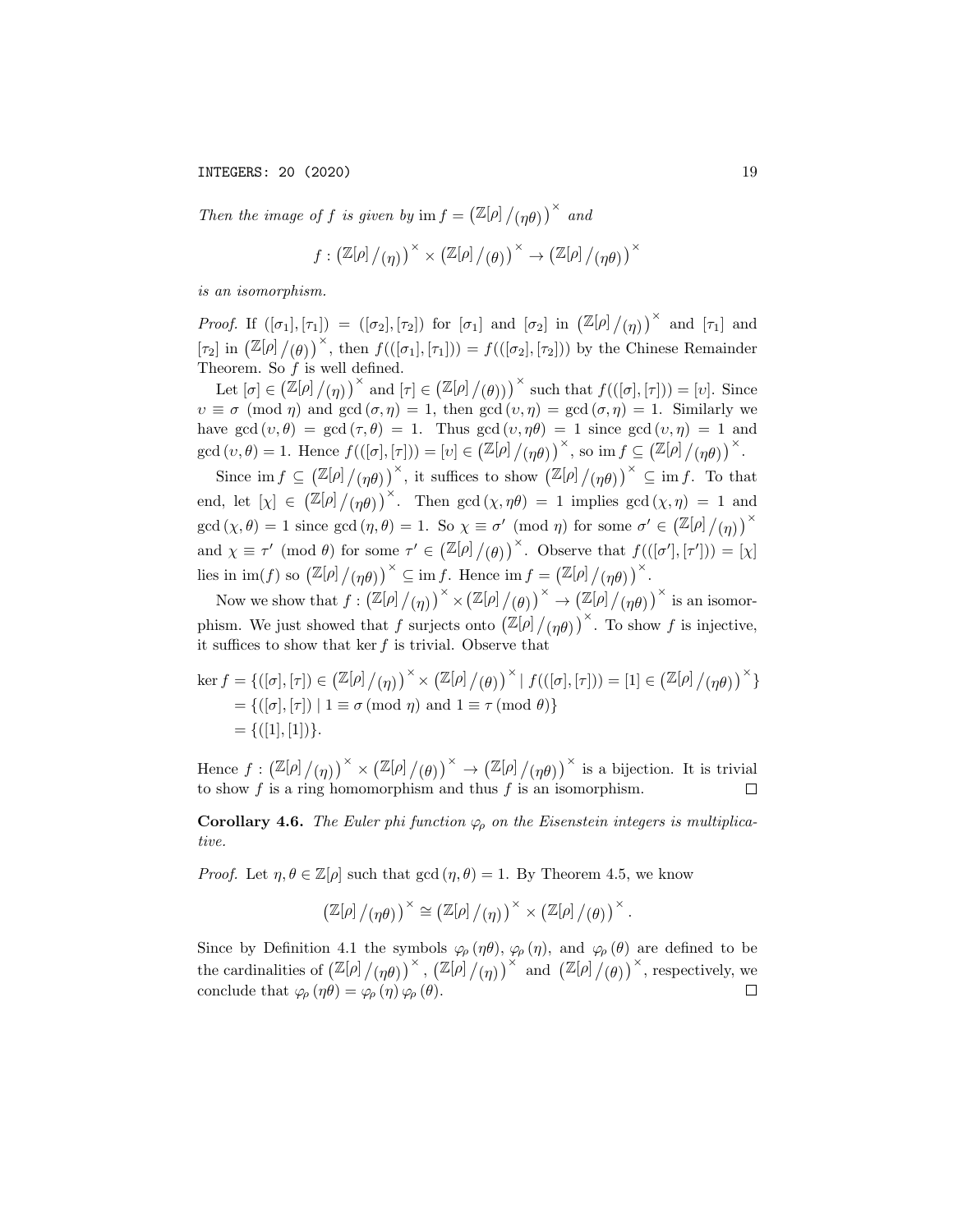*Then the image of $f$ is given by* $\operatorname{im} f = \left(\mathbb{Z}[\rho]/_{(\eta\theta)}\right)^{\times}$ *and*

$$f : \left(\mathbb{Z}[\rho]/_{(\eta)}\right)^{\times} \times \left(\mathbb{Z}[\rho]/_{(\theta)}\right)^{\times} \to \left(\mathbb{Z}[\rho]/_{(\eta\theta)}\right)^{\times}$$

*is an isomorphism.*

*Proof.* If $([\sigma_1], [\tau_1]) = ([\sigma_2], [\tau_2])$ for $[\sigma_1]$ and $[\sigma_2]$ in $\left(\mathbb{Z}[\rho]/_{(\eta)}\right)^{\times}$ and $[\tau_1]$ and $[\tau_2]$ in $\left(\mathbb{Z}[\rho]/_{(\theta)}\right)^{\times}$, then $f(([\sigma_1], [\tau_1])) = f(([\sigma_2], [\tau_2]))$ by the Chinese Remainder Theorem. So $f$ is well defined.

Let $[\sigma] \in \left(\mathbb{Z}[\rho]/_{(\eta)}\right)^{\times}$ and $[\tau] \in \left(\mathbb{Z}[\rho]/_{(\theta)}\right)^{\times}$ such that $f(([\sigma], [\tau])) = [\upsilon]$. Since $\upsilon \equiv \sigma \pmod{\eta}$ and $\gcd(\sigma, \eta) = 1$, then $\gcd(\upsilon, \eta) = \gcd(\sigma, \eta) = 1$. Similarly we have $\gcd(\upsilon, \theta) = \gcd(\tau, \theta) = 1$. Thus $\gcd(\upsilon, \eta\theta) = 1$ since $\gcd(\upsilon, \eta) = 1$ and $\gcd(\upsilon, \theta) = 1$. Hence $f(([\sigma], [\tau])) = [\upsilon] \in \left(\mathbb{Z}[\rho]/_{(\eta\theta)}\right)^{\times}$, so $\operatorname{im} f \subseteq \left(\mathbb{Z}[\rho]/_{(\eta\theta)}\right)^{\times}$.

Since $\operatorname{im} f \subseteq \left(\mathbb{Z}[\rho]/_{(\eta\theta)}\right)^{\times}$, it suffices to show $\left(\mathbb{Z}[\rho]/_{(\eta\theta)}\right)^{\times} \subseteq \operatorname{im} f$. To that end, let $[\chi] \in \left(\mathbb{Z}[\rho]/_{(\eta\theta)}\right)^{\times}$. Then $\gcd(\chi, \eta\theta) = 1$ implies $\gcd(\chi, \eta) = 1$ and $\gcd(\chi, \theta) = 1$ since $\gcd(\eta, \theta) = 1$. So $\chi \equiv \sigma' \pmod{\eta}$ for some $\sigma' \in \left(\mathbb{Z}[\rho]/_{(\eta)}\right)^{\times}$ and $\chi \equiv \tau' \pmod{\theta}$ for some $\tau' \in \left(\mathbb{Z}[\rho]/_{(\theta)}\right)^{\times}$. Observe that $f(([\sigma'], [\tau'])) = [\chi]$ lies in $\operatorname{im}(f)$ so $\left(\mathbb{Z}[\rho]/_{(\eta\theta)}\right)^{\times} \subseteq \operatorname{im} f$. Hence $\operatorname{im} f = \left(\mathbb{Z}[\rho]/_{(\eta\theta)}\right)^{\times}$.

Now we show that $f : \left(\mathbb{Z}[\rho]/_{(\eta)}\right)^{\times} \times \left(\mathbb{Z}[\rho]/_{(\theta)}\right)^{\times} \to \left(\mathbb{Z}[\rho]/_{(\eta\theta)}\right)^{\times}$ is an isomorphism. We just showed that $f$ surjects onto $\left(\mathbb{Z}[\rho]/_{(\eta\theta)}\right)^{\times}$. To show $f$ is injective, it suffices to show that $\ker f$ is trivial. Observe that

$$\begin{aligned}
\ker f &= \{([\sigma], [\tau]) \in \left(\mathbb{Z}[\rho]/_{(\eta)}\right)^{\times} \times \left(\mathbb{Z}[\rho]/_{(\theta)}\right)^{\times} \mid f(([\sigma], [\tau])) = [1] \in \left(\mathbb{Z}[\rho]/_{(\eta\theta)}\right)^{\times}\} \\
&= \{([\sigma], [\tau]) \mid 1 \equiv \sigma \,(\text{mod } \eta) \text{ and } 1 \equiv \tau \,(\text{mod } \theta)\} \\
&= \{([1], [1])\}.
\end{aligned}$$

Hence $f : \left(\mathbb{Z}[\rho]/_{(\eta)}\right)^{\times} \times \left(\mathbb{Z}[\rho]/_{(\theta)}\right)^{\times} \to \left(\mathbb{Z}[\rho]/_{(\eta\theta)}\right)^{\times}$ is a bijection. It is trivial to show $f$ is a ring homomorphism and thus $f$ is an isomorphism. $\square$

**Corollary 4.6.** *The Euler phi function $\varphi_\rho$ on the Eisenstein integers is multiplicative.*

*Proof.* Let $\eta, \theta \in \mathbb{Z}[\rho]$ such that $\gcd(\eta, \theta) = 1$. By Theorem 4.5, we know

$$\left(\mathbb{Z}[\rho]/_{(\eta\theta)}\right)^{\times} \cong \left(\mathbb{Z}[\rho]/_{(\eta)}\right)^{\times} \times \left(\mathbb{Z}[\rho]/_{(\theta)}\right)^{\times}.$$

Since by Definition 4.1 the symbols $\varphi_\rho(\eta\theta)$, $\varphi_\rho(\eta)$, and $\varphi_\rho(\theta)$ are defined to be the cardinalities of $\left(\mathbb{Z}[\rho]/_{(\eta\theta)}\right)^{\times}$, $\left(\mathbb{Z}[\rho]/_{(\eta)}\right)^{\times}$ and $\left(\mathbb{Z}[\rho]/_{(\theta)}\right)^{\times}$, respectively, we conclude that $\varphi_\rho(\eta\theta) = \varphi_\rho(\eta)\,\varphi_\rho(\theta)$. $\square$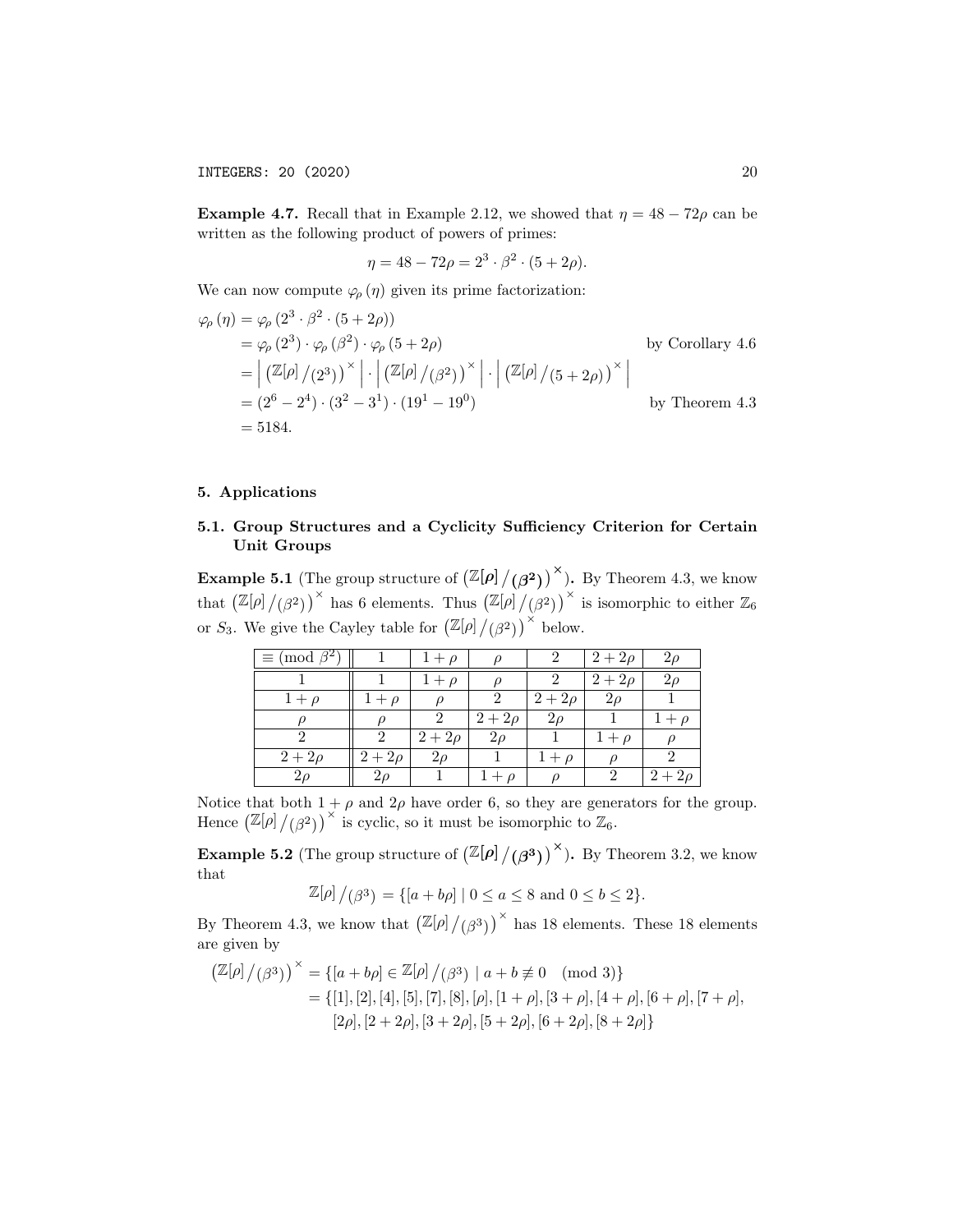**Example 4.7.** Recall that in Example 2.12, we showed that $\eta = 48 - 72\rho$ can be written as the following product of powers of primes:

$$\eta = 48 - 72\rho = 2^3 \cdot \beta^2 \cdot (5 + 2\rho).$$

We can now compute $\varphi_\rho(\eta)$ given its prime factorization:

$$\begin{aligned}
\varphi_\rho(\eta) &= \varphi_\rho\left(2^3 \cdot \beta^2 \cdot (5+2\rho)\right) \\
&= \varphi_\rho\left(2^3\right) \cdot \varphi_\rho\left(\beta^2\right) \cdot \varphi_\rho\left(5+2\rho\right) && \text{by Corollary 4.6} \\
&= \left| \left(\mathbb{Z}[\rho]/(2^3)\right)^\times \right| \cdot \left| \left(\mathbb{Z}[\rho]/(\beta^2)\right)^\times \right| \cdot \left| \left(\mathbb{Z}[\rho]/(5+2\rho)\right)^\times \right| \\
&= (2^6 - 2^4) \cdot (3^2 - 3^1) \cdot (19^1 - 19^0) && \text{by Theorem 4.3} \\
&= 5184.
\end{aligned}$$

## 5. Applications

### 5.1. Group Structures and a Cyclicity Sufficiency Criterion for Certain Unit Groups

**Example 5.1** **(The group structure of $\left(\mathbb{Z}[\rho]/(\beta^2)\right)^\times$).** By Theorem 4.3, we know that $\left(\mathbb{Z}[\rho]/(\beta^2)\right)^\times$ has 6 elements. Thus $\left(\mathbb{Z}[\rho]/(\beta^2)\right)^\times$ is isomorphic to either $\mathbb{Z}_6$ or $S_3$. We give the Cayley table for $\left(\mathbb{Z}[\rho]/(\beta^2)\right)^\times$ below.

| $\equiv \pmod{\beta^2}$ | $1$ | $1+\rho$ | $\rho$ | $2$ | $2+2\rho$ | $2\rho$ |
|---|---|---|---|---|---|---|
| $1$ | $1$ | $1+\rho$ | $\rho$ | $2$ | $2+2\rho$ | $2\rho$ |
| $1+\rho$ | $1+\rho$ | $\rho$ | $2$ | $2+2\rho$ | $2\rho$ | $1$ |
| $\rho$ | $\rho$ | $2$ | $2+2\rho$ | $2\rho$ | $1$ | $1+\rho$ |
| $2$ | $2$ | $2+2\rho$ | $2\rho$ | $1$ | $1+\rho$ | $\rho$ |
| $2+2\rho$ | $2+2\rho$ | $2\rho$ | $1$ | $1+\rho$ | $\rho$ | $2$ |
| $2\rho$ | $2\rho$ | $1$ | $1+\rho$ | $\rho$ | $2$ | $2+2\rho$ |

Notice that both $1+\rho$ and $2\rho$ have order 6, so they are generators for the group. Hence $\left(\mathbb{Z}[\rho]/(\beta^2)\right)^\times$ is cyclic, so it must be isomorphic to $\mathbb{Z}_6$.

**Example 5.2** **(The group structure of $\left(\mathbb{Z}[\rho]/(\beta^3)\right)^\times$).** By Theorem 3.2, we know that

$$\mathbb{Z}[\rho]/(\beta^3) = \{[a + b\rho] \mid 0 \leq a \leq 8 \text{ and } 0 \leq b \leq 2\}.$$

By Theorem 4.3, we know that $\left(\mathbb{Z}[\rho]/(\beta^3)\right)^\times$ has 18 elements. These 18 elements are given by

$$\begin{aligned}
\left(\mathbb{Z}[\rho]/(\beta^3)\right)^\times &= \{[a+b\rho] \in \mathbb{Z}[\rho]/(\beta^3) \mid a + b \not\equiv 0 \pmod{3}\} \\
&= \{[1], [2], [4], [5], [7], [8], [\rho], [1+\rho], [3+\rho], [4+\rho], [6+\rho], [7+\rho], \\
&\qquad [2\rho], [2+2\rho], [3+2\rho], [5+2\rho], [6+2\rho], [8+2\rho]\}
\end{aligned}$$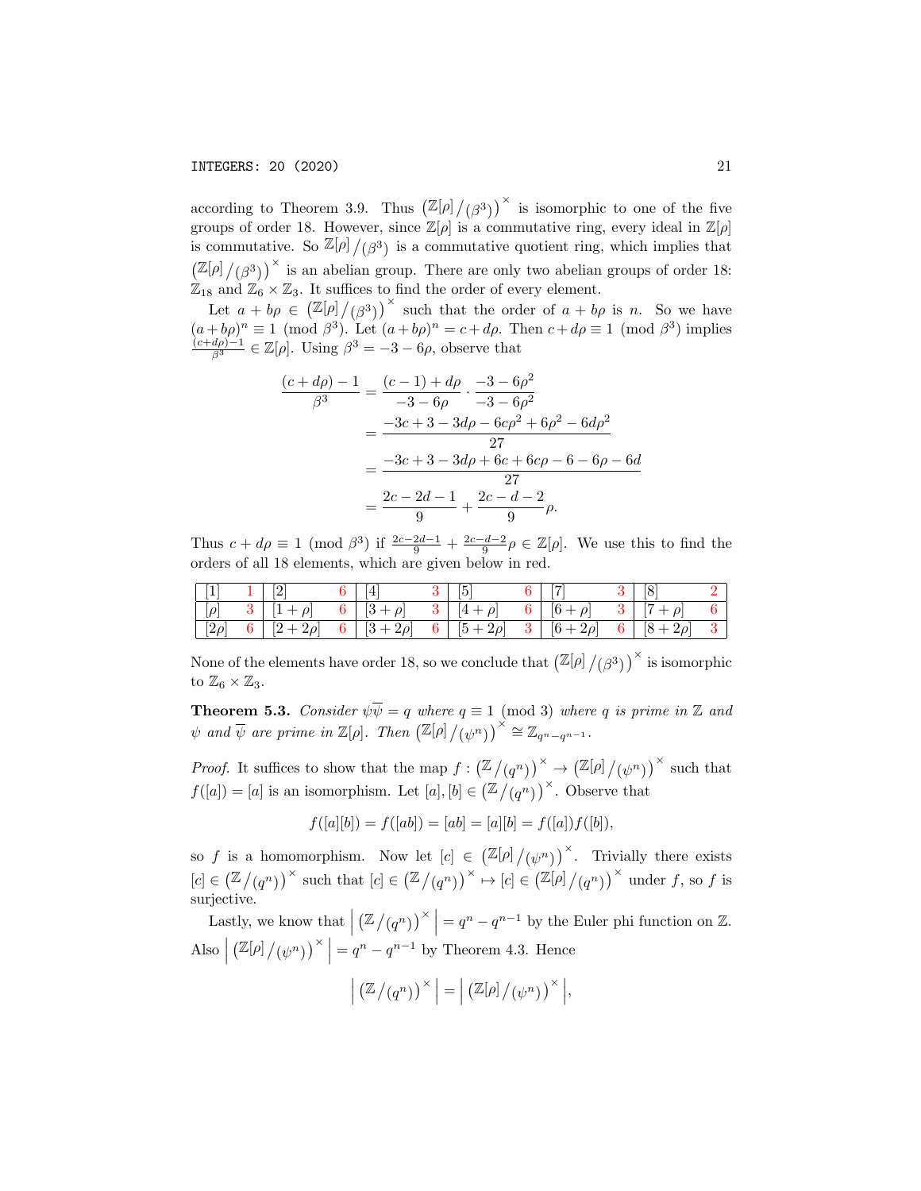according to Theorem 3.9. Thus $\left(\mathbb{Z}[\rho]/(\beta^3)\right)^\times$ is isomorphic to one of the five groups of order 18. However, since $\mathbb{Z}[\rho]$ is a commutative ring, every ideal in $\mathbb{Z}[\rho]$ is commutative. So $\mathbb{Z}[\rho]/(\beta^3)$ is a commutative quotient ring, which implies that $\left(\mathbb{Z}[\rho]/(\beta^3)\right)^\times$ is an abelian group. There are only two abelian groups of order 18: $\mathbb{Z}_{18}$ and $\mathbb{Z}_6 \times \mathbb{Z}_3$. It suffices to find the order of every element.

Let $a + b\rho \in \left(\mathbb{Z}[\rho]/(\beta^3)\right)^\times$ such that the order of $a + b\rho$ is $n$. So we have $(a+b\rho)^n \equiv 1 \pmod{\beta^3}$. Let $(a+b\rho)^n = c + d\rho$. Then $c + d\rho \equiv 1 \pmod{\beta^3}$ implies $\frac{(c+d\rho)-1}{\beta^3} \in \mathbb{Z}[\rho]$. Using $\beta^3 = -3 - 6\rho$, observe that

$$\begin{aligned}
\frac{(c+d\rho)-1}{\beta^3} &= \frac{(c-1)+d\rho}{-3-6\rho} \cdot \frac{-3-6\rho^2}{-3-6\rho^2} \\
&= \frac{-3c+3-3d\rho-6c\rho^2+6\rho^2-6d\rho^2}{27} \\
&= \frac{-3c+3-3d\rho+6c+6c\rho-6-6\rho-6d}{27} \\
&= \frac{2c-2d-1}{9} + \frac{2c-d-2}{9}\rho.
\end{aligned}$$

Thus $c + d\rho \equiv 1 \pmod{\beta^3}$ if $\frac{2c-2d-1}{9} + \frac{2c-d-2}{9}\rho \in \mathbb{Z}[\rho]$. We use this to find the orders of all 18 elements, which are given below in red.

| | | | | | | | | | | | |
|---|---|---|---|---|---|---|---|---|---|---|---|
| [1] | 1 | [2] | 6 | [4] | 3 | [5] | 6 | [7] | 3 | [8] | 2 |
| [$\rho$] | 3 | [$1+\rho$] | 6 | [$3+\rho$] | 3 | [$4+\rho$] | 6 | [$6+\rho$] | 3 | [$7+\rho$] | 6 |
| [$2\rho$] | 6 | [$2+2\rho$] | 6 | [$3+2\rho$] | 6 | [$5+2\rho$] | 3 | [$6+2\rho$] | 6 | [$8+2\rho$] | 3 |

None of the elements have order 18, so we conclude that $\left(\mathbb{Z}[\rho]/(\beta^3)\right)^\times$ is isomorphic to $\mathbb{Z}_6 \times \mathbb{Z}_3$.

**Theorem 5.3.** *Consider $\psi\overline{\psi} = q$ where $q \equiv 1 \pmod 3$ where $q$ is prime in $\mathbb{Z}$ and $\psi$ and $\overline{\psi}$ are prime in $\mathbb{Z}[\rho]$. Then $\left(\mathbb{Z}[\rho]/(\psi^n)\right)^\times \cong \mathbb{Z}_{q^n - q^{n-1}}$.*

*Proof.* It suffices to show that the map $f : \left(\mathbb{Z}/(q^n)\right)^\times \to \left(\mathbb{Z}[\rho]/(\psi^n)\right)^\times$ such that $f([a]) = [a]$ is an isomorphism. Let $[a], [b] \in \left(\mathbb{Z}/(q^n)\right)^\times$. Observe that

$$f([a][b]) = f([ab]) = [ab] = [a][b] = f([a])f([b]),$$

so $f$ is a homomorphism. Now let $[c] \in \left(\mathbb{Z}[\rho]/(\psi^n)\right)^\times$. Trivially there exists $[c] \in \left(\mathbb{Z}/(q^n)\right)^\times$ such that $[c] \in \left(\mathbb{Z}/(q^n)\right)^\times \mapsto [c] \in \left(\mathbb{Z}[\rho]/(q^n)\right)^\times$ under $f$, so $f$ is surjective.

Lastly, we know that $\left|\left(\mathbb{Z}/(q^n)\right)^\times\right| = q^n - q^{n-1}$ by the Euler phi function on $\mathbb{Z}$. Also $\left|\left(\mathbb{Z}[\rho]/(\psi^n)\right)^\times\right| = q^n - q^{n-1}$ by Theorem 4.3. Hence

$$\left|\left(\mathbb{Z}/(q^n)\right)^\times\right| = \left|\left(\mathbb{Z}[\rho]/(\psi^n)\right)^\times\right|,$$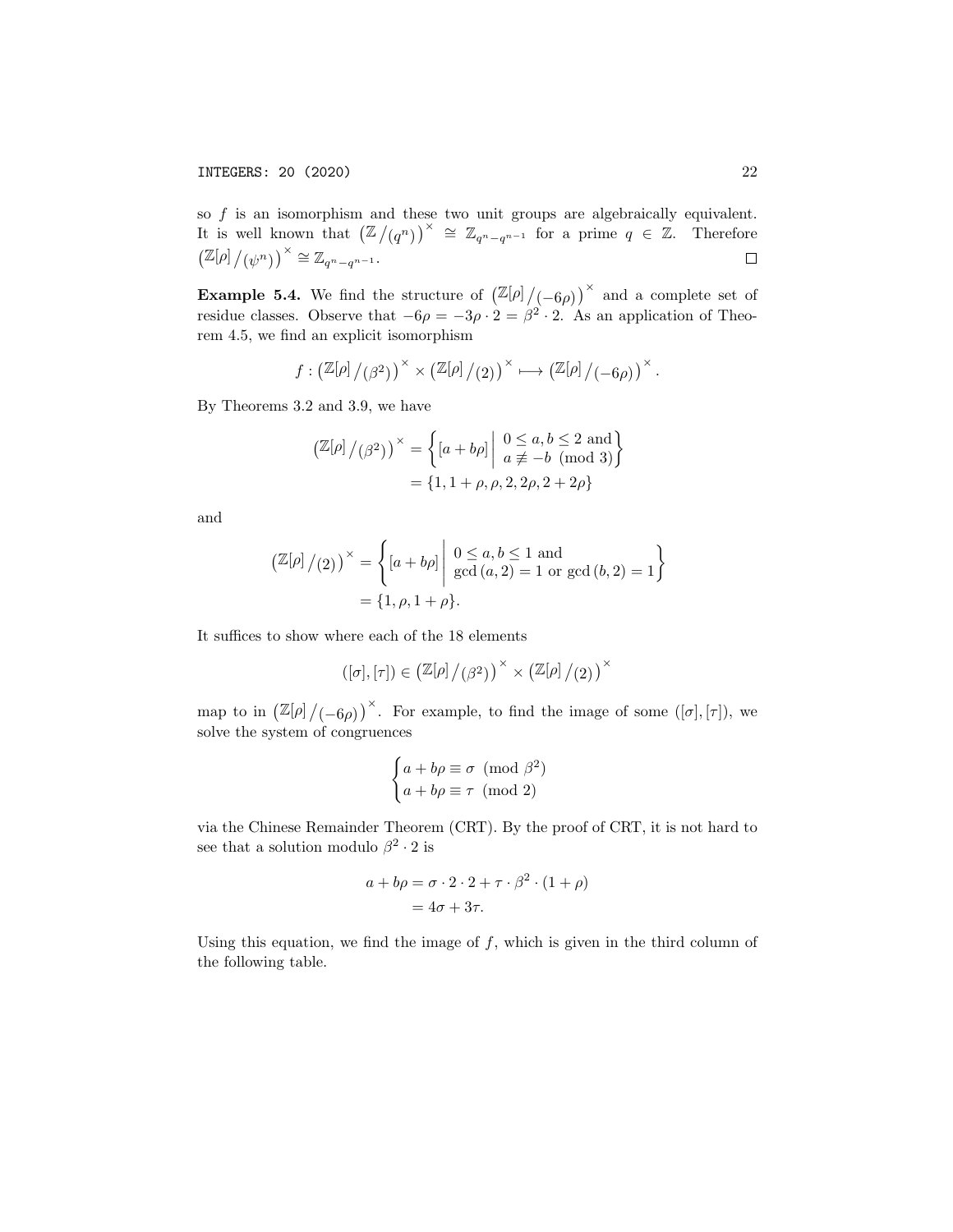so $f$ is an isomorphism and these two unit groups are algebraically equivalent. It is well known that $\left(\mathbb{Z}/(q^n)\right)^\times \cong \mathbb{Z}_{q^n - q^{n-1}}$ for a prime $q \in \mathbb{Z}$. Therefore $\left(\mathbb{Z}[\rho]/(\psi^n)\right)^\times \cong \mathbb{Z}_{q^n - q^{n-1}}$. $\square$

**Example 5.4.** We find the structure of $\left(\mathbb{Z}[\rho]/(-6\rho)\right)^\times$ and a complete set of residue classes. Observe that $-6\rho = -3\rho \cdot 2 = \beta^2 \cdot 2$. As an application of Theorem 4.5, we find an explicit isomorphism

$$f : \left(\mathbb{Z}[\rho]/(\beta^2)\right)^\times \times \left(\mathbb{Z}[\rho]/(2)\right)^\times \longmapsto \left(\mathbb{Z}[\rho]/(-6\rho)\right)^\times.$$

By Theorems 3.2 and 3.9, we have

$$\begin{aligned}\left(\mathbb{Z}[\rho]/(\beta^2)\right)^\times &= \left\{[a + b\rho] \;\middle|\; \begin{array}{l} 0 \le a, b \le 2 \text{ and} \\ a \not\equiv -b \pmod 3 \end{array}\right\} \\ &= \{1, 1+\rho, \rho, 2, 2\rho, 2+2\rho\}\end{aligned}$$

and

$$\begin{aligned}\left(\mathbb{Z}[\rho]/(2)\right)^\times &= \left\{[a + b\rho] \;\middle|\; \begin{array}{l} 0 \le a, b \le 1 \text{ and} \\ \gcd(a, 2) = 1 \text{ or } \gcd(b, 2) = 1 \end{array}\right\} \\ &= \{1, \rho, 1+\rho\}.\end{aligned}$$

It suffices to show where each of the 18 elements

$$([\sigma], [\tau]) \in \left(\mathbb{Z}[\rho]/(\beta^2)\right)^\times \times \left(\mathbb{Z}[\rho]/(2)\right)^\times$$

map to in $\left(\mathbb{Z}[\rho]/(-6\rho)\right)^\times$. For example, to find the image of some $([\sigma], [\tau])$, we solve the system of congruences

$$\begin{cases} a + b\rho \equiv \sigma \pmod{\beta^2} \\ a + b\rho \equiv \tau \pmod 2 \end{cases}$$

via the Chinese Remainder Theorem (CRT). By the proof of CRT, it is not hard to see that a solution modulo $\beta^2 \cdot 2$ is

$$\begin{aligned} a + b\rho &= \sigma \cdot 2 \cdot 2 + \tau \cdot \beta^2 \cdot (1 + \rho) \\ &= 4\sigma + 3\tau. \end{aligned}$$

Using this equation, we find the image of $f$, which is given in the third column of the following table.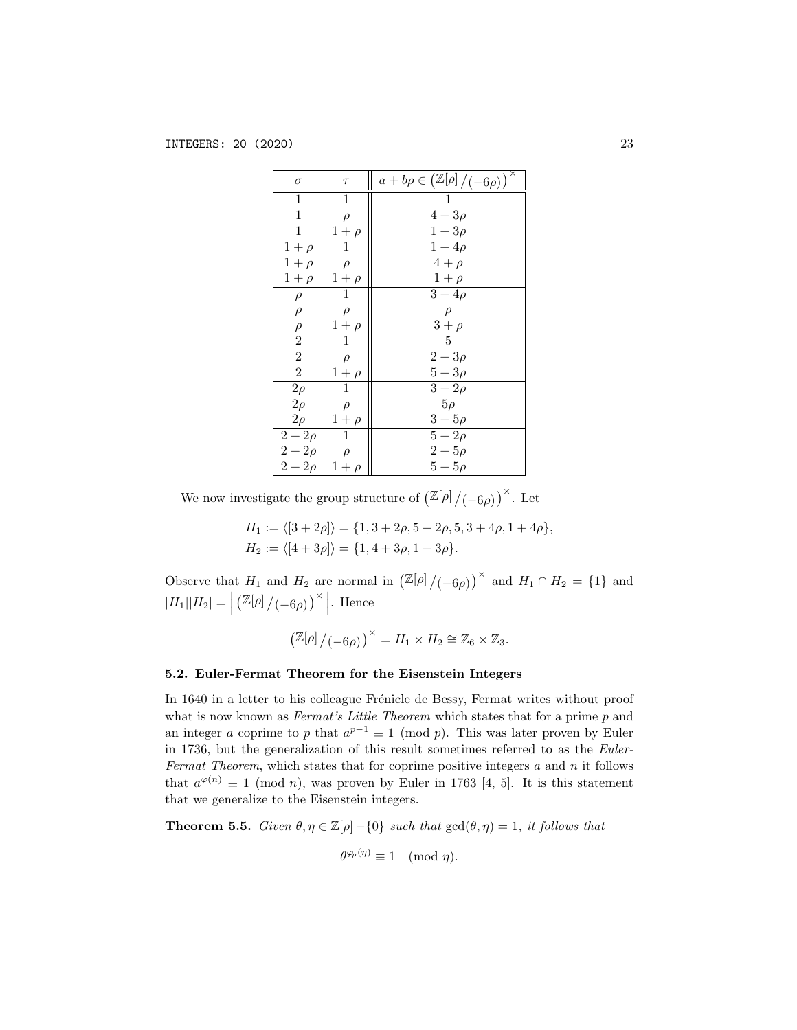| $\sigma$ | $\tau$ | $a + b\rho \in \left(\mathbb{Z}[\rho]/(-6\rho)\right)^\times$ |
|---|---|---|
| $1$ | $1$ | $1$ |
| $1$ | $\rho$ | $4 + 3\rho$ |
| $1$ | $1 + \rho$ | $1 + 3\rho$ |
| $1 + \rho$ | $1$ | $1 + 4\rho$ |
| $1 + \rho$ | $\rho$ | $4 + \rho$ |
| $1 + \rho$ | $1 + \rho$ | $1 + \rho$ |
| $\rho$ | $1$ | $3 + 4\rho$ |
| $\rho$ | $\rho$ | $\rho$ |
| $\rho$ | $1 + \rho$ | $3 + \rho$ |
| $2$ | $1$ | $5$ |
| $2$ | $\rho$ | $2 + 3\rho$ |
| $2$ | $1 + \rho$ | $5 + 3\rho$ |
| $2\rho$ | $1$ | $3 + 2\rho$ |
| $2\rho$ | $\rho$ | $5\rho$ |
| $2\rho$ | $1 + \rho$ | $3 + 5\rho$ |
| $2 + 2\rho$ | $1$ | $5 + 2\rho$ |
| $2 + 2\rho$ | $\rho$ | $2 + 5\rho$ |
| $2 + 2\rho$ | $1 + \rho$ | $5 + 5\rho$ |

We now investigate the group structure of $\left(\mathbb{Z}[\rho]/(-6\rho)\right)^\times$. Let

$$H_1 := \langle [3 + 2\rho] \rangle = \{1, 3 + 2\rho, 5 + 2\rho, 5, 3 + 4\rho, 1 + 4\rho\},$$
$$H_2 := \langle [4 + 3\rho] \rangle = \{1, 4 + 3\rho, 1 + 3\rho\}.$$

Observe that $H_1$ and $H_2$ are normal in $\left(\mathbb{Z}[\rho]/(-6\rho)\right)^\times$ and $H_1 \cap H_2 = \{1\}$ and $|H_1||H_2| = \left|\left(\mathbb{Z}[\rho]/(-6\rho)\right)^\times\right|$. Hence

$$\left(\mathbb{Z}[\rho]/(-6\rho)\right)^\times = H_1 \times H_2 \cong \mathbb{Z}_6 \times \mathbb{Z}_3.$$

### 5.2. Euler-Fermat Theorem for the Eisenstein Integers

In 1640 in a letter to his colleague Frénicle de Bessy, Fermat writes without proof what is now known as *Fermat's Little Theorem* which states that for a prime $p$ and an integer $a$ coprime to $p$ that $a^{p-1} \equiv 1 \pmod{p}$. This was later proven by Euler in 1736, but the generalization of this result sometimes referred to as the *Euler-Fermat Theorem*, which states that for coprime positive integers $a$ and $n$ it follows that $a^{\varphi(n)} \equiv 1 \pmod{n}$, was proven by Euler in 1763 [4, 5]. It is this statement that we generalize to the Eisenstein integers.

**Theorem 5.5.** *Given $\theta, \eta \in \mathbb{Z}[\rho] - \{0\}$ such that $\gcd(\theta, \eta) = 1$, it follows that*

$$\theta^{\varphi_\rho(\eta)} \equiv 1 \pmod{\eta}.$$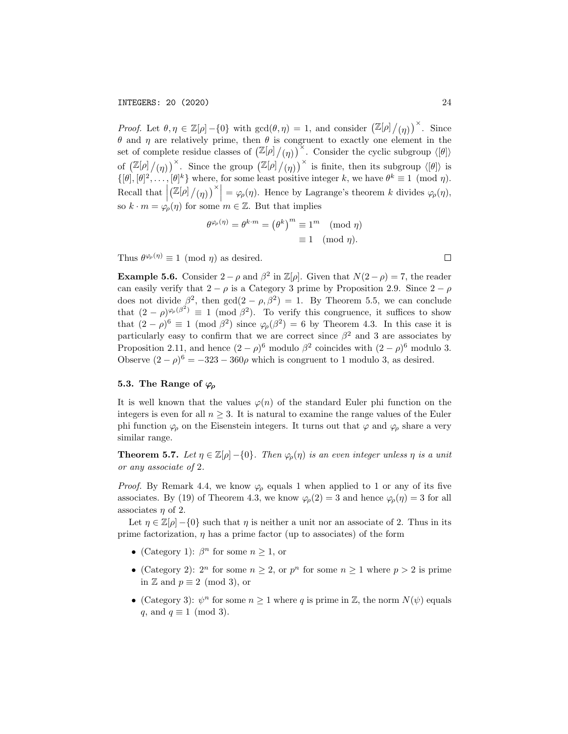*Proof.* Let $\theta, \eta \in \mathbb{Z}[\rho] - \{0\}$ with $\gcd(\theta, \eta) = 1$, and consider $\left(\mathbb{Z}[\rho]/_{(\eta)}\right)^\times$. Since $\theta$ and $\eta$ are relatively prime, then $\theta$ is congruent to exactly one element in the set of complete residue classes of $\left(\mathbb{Z}[\rho]/_{(\eta)}\right)^\times$. Consider the cyclic subgroup $\langle[\theta]\rangle$ of $\left(\mathbb{Z}[\rho]/_{(\eta)}\right)^\times$. Since the group $\left(\mathbb{Z}[\rho]/_{(\eta)}\right)^\times$ is finite, then its subgroup $\langle[\theta]\rangle$ is $\{[\theta], [\theta]^2, \ldots, [\theta]^k\}$ where, for some least positive integer $k$, we have $\theta^k \equiv 1 \pmod{\eta}$. Recall that $\left|\left(\mathbb{Z}[\rho]/_{(\eta)}\right)^\times\right| = \varphi_\rho(\eta)$. Hence by Lagrange's theorem $k$ divides $\varphi_\rho(\eta)$, so $k \cdot m = \varphi_\rho(\eta)$ for some $m \in \mathbb{Z}$. But that implies

$$\begin{aligned}\theta^{\varphi_\rho(\eta)} = \theta^{k\cdot m} = \left(\theta^k\right)^m &\equiv 1^m \pmod{\eta}\\ &\equiv 1 \pmod{\eta}.\end{aligned}$$

Thus $\theta^{\varphi_\rho(\eta)} \equiv 1 \pmod{\eta}$ as desired. $\square$

**Example 5.6.** Consider $2-\rho$ and $\beta^2$ in $\mathbb{Z}[\rho]$. Given that $N(2-\rho) = 7$, the reader can easily verify that $2-\rho$ is a Category 3 prime by Proposition 2.9. Since $2-\rho$ does not divide $\beta^2$, then $\gcd(2-\rho, \beta^2) = 1$. By Theorem 5.5, we can conclude that $(2-\rho)^{\varphi_\rho(\beta^2)} \equiv 1 \pmod{\beta^2}$. To verify this congruence, it suffices to show that $(2-\rho)^6 \equiv 1 \pmod{\beta^2}$ since $\varphi_\rho(\beta^2) = 6$ by Theorem 4.3. In this case it is particularly easy to confirm that we are correct since $\beta^2$ and 3 are associates by Proposition 2.11, and hence $(2-\rho)^6$ modulo $\beta^2$ coincides with $(2-\rho)^6$ modulo 3. Observe $(2-\rho)^6 = -323 - 360\rho$ which is congruent to 1 modulo 3, as desired.

### 5.3. The Range of $\varphi_\rho$

It is well known that the values $\varphi(n)$ of the standard Euler phi function on the integers is even for all $n \geq 3$. It is natural to examine the range values of the Euler phi function $\varphi_\rho$ on the Eisenstein integers. It turns out that $\varphi$ and $\varphi_\rho$ share a very similar range.

**Theorem 5.7.** *Let $\eta \in \mathbb{Z}[\rho] - \{0\}$. Then $\varphi_\rho(\eta)$ is an even integer unless $\eta$ is a unit or any associate of 2.*

*Proof.* By Remark 4.4, we know $\varphi_\rho$ equals 1 when applied to 1 or any of its five associates. By (19) of Theorem 4.3, we know $\varphi_\rho(2) = 3$ and hence $\varphi_\rho(\eta) = 3$ for all associates $\eta$ of 2.

Let $\eta \in \mathbb{Z}[\rho] - \{0\}$ such that $\eta$ is neither a unit nor an associate of 2. Thus in its prime factorization, $\eta$ has a prime factor (up to associates) of the form

- (Category 1): $\beta^n$ for some $n \geq 1$, or
- (Category 2): $2^n$ for some $n \geq 2$, or $p^n$ for some $n \geq 1$ where $p > 2$ is prime in $\mathbb{Z}$ and $p \equiv 2 \pmod 3$, or
- (Category 3): $\psi^n$ for some $n \geq 1$ where $q$ is prime in $\mathbb{Z}$, the norm $N(\psi)$ equals $q$, and $q \equiv 1 \pmod 3$.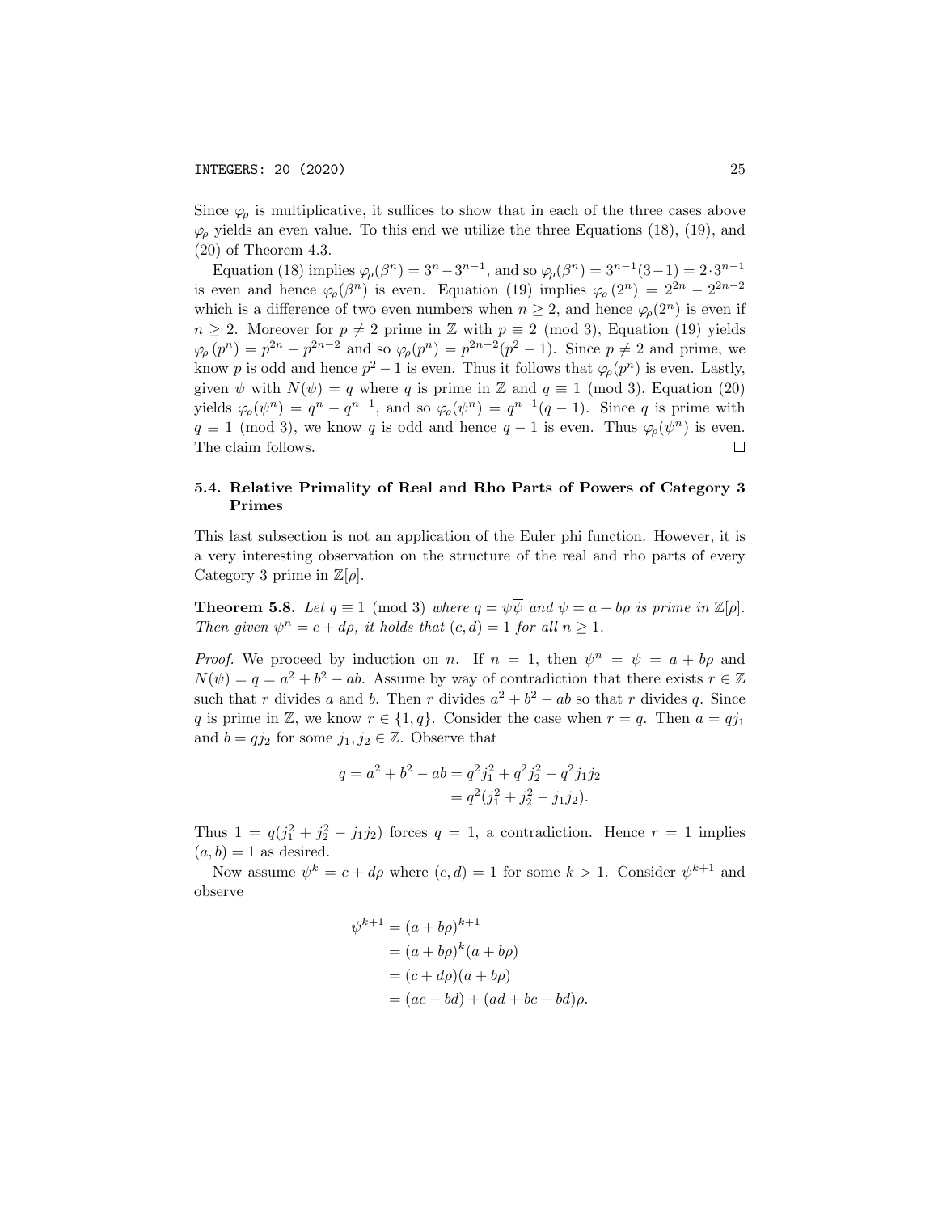Since $\varphi_\rho$ is multiplicative, it suffices to show that in each of the three cases above $\varphi_\rho$ yields an even value. To this end we utilize the three Equations (18), (19), and (20) of Theorem 4.3.

Equation (18) implies $\varphi_\rho(\beta^n) = 3^n - 3^{n-1}$, and so $\varphi_\rho(\beta^n) = 3^{n-1}(3-1) = 2 \cdot 3^{n-1}$ is even and hence $\varphi_\rho(\beta^n)$ is even. Equation (19) implies $\varphi_\rho(2^n) = 2^{2n} - 2^{2n-2}$ which is a difference of two even numbers when $n \geq 2$, and hence $\varphi_\rho(2^n)$ is even if $n \geq 2$. Moreover for $p \neq 2$ prime in $\mathbb{Z}$ with $p \equiv 2 \pmod 3$, Equation (19) yields $\varphi_\rho(p^n) = p^{2n} - p^{2n-2}$ and so $\varphi_\rho(p^n) = p^{2n-2}(p^2 - 1)$. Since $p \neq 2$ and prime, we know $p$ is odd and hence $p^2 - 1$ is even. Thus it follows that $\varphi_\rho(p^n)$ is even. Lastly, given $\psi$ with $N(\psi) = q$ where $q$ is prime in $\mathbb{Z}$ and $q \equiv 1 \pmod 3$, Equation (20) yields $\varphi_\rho(\psi^n) = q^n - q^{n-1}$, and so $\varphi_\rho(\psi^n) = q^{n-1}(q-1)$. Since $q$ is prime with $q \equiv 1 \pmod 3$, we know $q$ is odd and hence $q - 1$ is even. Thus $\varphi_\rho(\psi^n)$ is even. The claim follows. $\square$

### 5.4. Relative Primality of Real and Rho Parts of Powers of Category 3 Primes

This last subsection is not an application of the Euler phi function. However, it is a very interesting observation on the structure of the real and rho parts of every Category 3 prime in $\mathbb{Z}[\rho]$.

**Theorem 5.8.** *Let $q \equiv 1 \pmod 3$ where $q = \psi\overline{\psi}$ and $\psi = a + b\rho$ is prime in $\mathbb{Z}[\rho]$. Then given $\psi^n = c + d\rho$, it holds that $(c, d) = 1$ for all $n \geq 1$.*

*Proof.* We proceed by induction on $n$. If $n = 1$, then $\psi^n = \psi = a + b\rho$ and $N(\psi) = q = a^2 + b^2 - ab$. Assume by way of contradiction that there exists $r \in \mathbb{Z}$ such that $r$ divides $a$ and $b$. Then $r$ divides $a^2 + b^2 - ab$ so that $r$ divides $q$. Since $q$ is prime in $\mathbb{Z}$, we know $r \in \{1, q\}$. Consider the case when $r = q$. Then $a = qj_1$ and $b = qj_2$ for some $j_1, j_2 \in \mathbb{Z}$. Observe that

$$
\begin{aligned}
q = a^2 + b^2 - ab &= q^2 j_1^2 + q^2 j_2^2 - q^2 j_1 j_2 \\
&= q^2(j_1^2 + j_2^2 - j_1 j_2).
\end{aligned}
$$

Thus $1 = q(j_1^2 + j_2^2 - j_1 j_2)$ forces $q = 1$, a contradiction. Hence $r = 1$ implies $(a, b) = 1$ as desired.

Now assume $\psi^k = c + d\rho$ where $(c, d) = 1$ for some $k > 1$. Consider $\psi^{k+1}$ and observe

$$
\begin{aligned}
\psi^{k+1} &= (a + b\rho)^{k+1} \\
&= (a + b\rho)^k (a + b\rho) \\
&= (c + d\rho)(a + b\rho) \\
&= (ac - bd) + (ad + bc - bd)\rho.
\end{aligned}
$$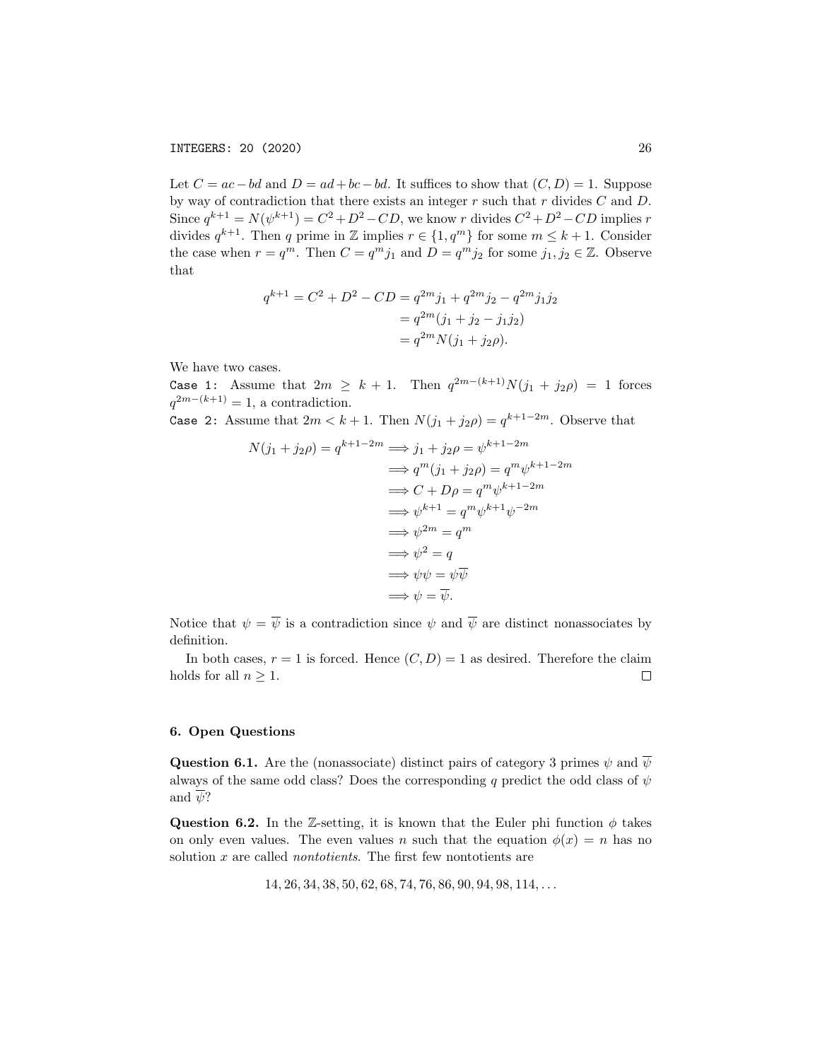Let $C = ac - bd$ and $D = ad + bc - bd$. It suffices to show that $(C, D) = 1$. Suppose by way of contradiction that there exists an integer $r$ such that $r$ divides $C$ and $D$. Since $q^{k+1} = N(\psi^{k+1}) = C^2 + D^2 - CD$, we know $r$ divides $C^2 + D^2 - CD$ implies $r$ divides $q^{k+1}$. Then $q$ prime in $\mathbb{Z}$ implies $r \in \{1, q^m\}$ for some $m \leq k+1$. Consider the case when $r = q^m$. Then $C = q^m j_1$ and $D = q^m j_2$ for some $j_1, j_2 \in \mathbb{Z}$. Observe that

$$
\begin{aligned}
q^{k+1} = C^2 + D^2 - CD &= q^{2m} j_1 + q^{2m} j_2 - q^{2m} j_1 j_2 \\
&= q^{2m}(j_1 + j_2 - j_1 j_2) \\
&= q^{2m} N(j_1 + j_2 \rho).
\end{aligned}
$$

We have two cases.

`Case 1:` Assume that $2m \geq k+1$. Then $q^{2m-(k+1)} N(j_1 + j_2\rho) = 1$ forces $q^{2m-(k+1)} = 1$, a contradiction.

`Case 2:` Assume that $2m < k+1$. Then $N(j_1 + j_2\rho) = q^{k+1-2m}$. Observe that

$$
\begin{aligned}
N(j_1 + j_2\rho) = q^{k+1-2m} &\implies j_1 + j_2\rho = \psi^{k+1-2m} \\
&\implies q^m(j_1 + j_2\rho) = q^m \psi^{k+1-2m} \\
&\implies C + D\rho = q^m \psi^{k+1-2m} \\
&\implies \psi^{k+1} = q^m \psi^{k+1} \psi^{-2m} \\
&\implies \psi^{2m} = q^m \\
&\implies \psi^2 = q \\
&\implies \psi\psi = \psi\overline{\psi} \\
&\implies \psi = \overline{\psi}.
\end{aligned}
$$

Notice that $\psi = \overline{\psi}$ is a contradiction since $\psi$ and $\overline{\psi}$ are distinct nonassociates by definition.

In both cases, $r = 1$ is forced. Hence $(C, D) = 1$ as desired. Therefore the claim holds for all $n \geq 1$. $\square$

## 6. Open Questions

**Question 6.1.** Are the (nonassociate) distinct pairs of category 3 primes $\psi$ and $\overline{\psi}$ always of the same odd class? Does the corresponding $q$ predict the odd class of $\psi$ and $\overline{\psi}$?

**Question 6.2.** In the $\mathbb{Z}$-setting, it is known that the Euler phi function $\phi$ takes on only even values. The even values $n$ such that the equation $\phi(x) = n$ has no solution $x$ are called *nontotients*. The first few nontotients are

$$14, 26, 34, 38, 50, 62, 68, 74, 76, 86, 90, 94, 98, 114, \ldots$$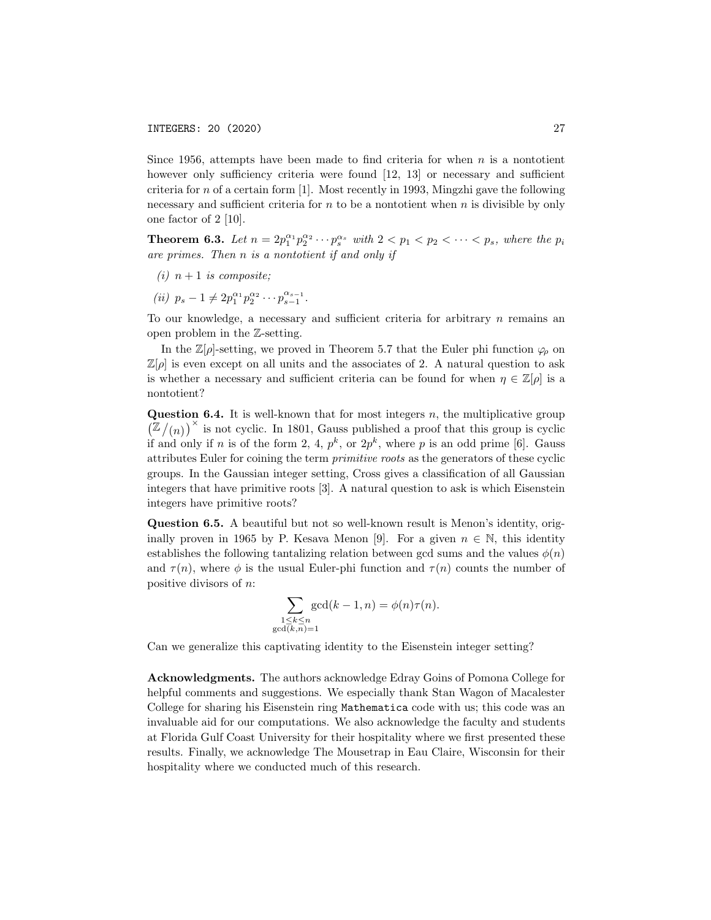Since 1956, attempts have been made to find criteria for when $n$ is a nontotient however only sufficiency criteria were found [12, 13] or necessary and sufficient criteria for $n$ of a certain form [1]. Most recently in 1993, Mingzhi gave the following necessary and sufficient criteria for $n$ to be a nontotient when $n$ is divisible by only one factor of 2 [10].

**Theorem 6.3.** *Let $n = 2p_1^{\alpha_1}p_2^{\alpha_2}\cdots p_s^{\alpha_s}$ with $2 < p_1 < p_2 < \cdots < p_s$, where the $p_i$ are primes. Then $n$ is a nontotient if and only if*

*(i) $n+1$ is composite;*

*(ii) $p_s - 1 \neq 2p_1^{\alpha_1}p_2^{\alpha_2}\cdots p_{s-1}^{\alpha_{s-1}}$.*

To our knowledge, a necessary and sufficient criteria for arbitrary $n$ remains an open problem in the $\mathbb{Z}$-setting.

In the $\mathbb{Z}[\rho]$-setting, we proved in Theorem 5.7 that the Euler phi function $\varphi_\rho$ on $\mathbb{Z}[\rho]$ is even except on all units and the associates of 2. A natural question to ask is whether a necessary and sufficient criteria can be found for when $\eta \in \mathbb{Z}[\rho]$ is a nontotient?

**Question 6.4.** It is well-known that for most integers $n$, the multiplicative group $\left(\mathbb{Z}/(n)\right)^\times$ is not cyclic. In 1801, Gauss published a proof that this group is cyclic if and only if $n$ is of the form 2, 4, $p^k$, or $2p^k$, where $p$ is an odd prime [6]. Gauss attributes Euler for coining the term *primitive roots* as the generators of these cyclic groups. In the Gaussian integer setting, Cross gives a classification of all Gaussian integers that have primitive roots [3]. A natural question to ask is which Eisenstein integers have primitive roots?

**Question 6.5.** A beautiful but not so well-known result is Menon's identity, originally proven in 1965 by P. Kesava Menon [9]. For a given $n \in \mathbb{N}$, this identity establishes the following tantalizing relation between gcd sums and the values $\phi(n)$ and $\tau(n)$, where $\phi$ is the usual Euler-phi function and $\tau(n)$ counts the number of positive divisors of $n$:

$$\sum_{\substack{1 \leq k \leq n \\ \gcd(k,n)=1}} \gcd(k-1, n) = \phi(n)\tau(n).$$

Can we generalize this captivating identity to the Eisenstein integer setting?

**Acknowledgments.** The authors acknowledge Edray Goins of Pomona College for helpful comments and suggestions. We especially thank Stan Wagon of Macalester College for sharing his Eisenstein ring `Mathematica` code with us; this code was an invaluable aid for our computations. We also acknowledge the faculty and students at Florida Gulf Coast University for their hospitality where we first presented these results. Finally, we acknowledge The Mousetrap in Eau Claire, Wisconsin for their hospitality where we conducted much of this research.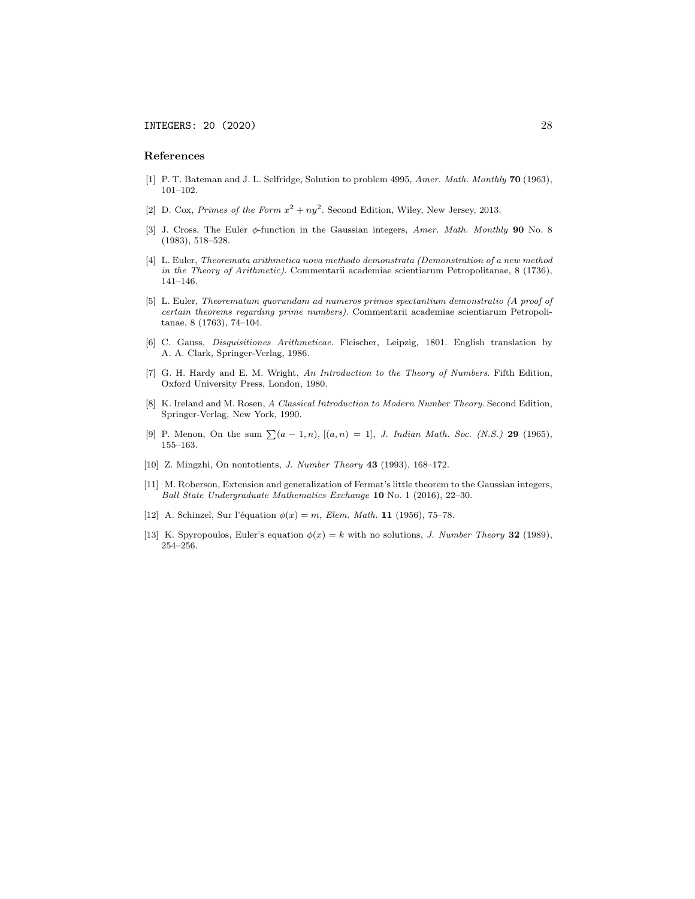## References

[1] P. T. Bateman and J. L. Selfridge, Solution to problem 4995, *Amer. Math. Monthly* **70** (1963), 101–102.

[2] D. Cox, *Primes of the Form $x^2 + ny^2$*. Second Edition, Wiley, New Jersey, 2013.

[3] J. Cross, The Euler $\phi$-function in the Gaussian integers, *Amer. Math. Monthly* **90** No. 8 (1983), 518–528.

[4] L. Euler, *Theoremata arithmetica nova methodo demonstrata (Demonstration of a new method in the Theory of Arithmetic)*. Commentarii academiae scientiarum Petropolitanae, 8 (1736), 141–146.

[5] L. Euler, *Theorematum quorundam ad numeros primos spectantium demonstratio (A proof of certain theorems regarding prime numbers)*. Commentarii academiae scientiarum Petropolitanae, 8 (1763), 74–104.

[6] C. Gauss, *Disquisitiones Arithmeticae*. Fleischer, Leipzig, 1801. English translation by A. A. Clark, Springer-Verlag, 1986.

[7] G. H. Hardy and E. M. Wright, *An Introduction to the Theory of Numbers*. Fifth Edition, Oxford University Press, London, 1980.

[8] K. Ireland and M. Rosen, *A Classical Introduction to Modern Number Theory*. Second Edition, Springer-Verlag, New York, 1990.

[9] P. Menon, On the sum $\sum(a-1,n)$, $[(a,n)=1]$, *J. Indian Math. Soc. (N.S.)* **29** (1965), 155–163.

[10] Z. Mingzhi, On nontotients, *J. Number Theory* **43** (1993), 168–172.

[11] M. Roberson, Extension and generalization of Fermat's little theorem to the Gaussian integers, *Ball State Undergraduate Mathematics Exchange* **10** No. 1 (2016), 22–30.

[12] A. Schinzel, Sur l'équation $\phi(x) = m$, *Elem. Math.* **11** (1956), 75–78.

[13] K. Spyropoulos, Euler's equation $\phi(x) = k$ with no solutions, *J. Number Theory* **32** (1989), 254–256.